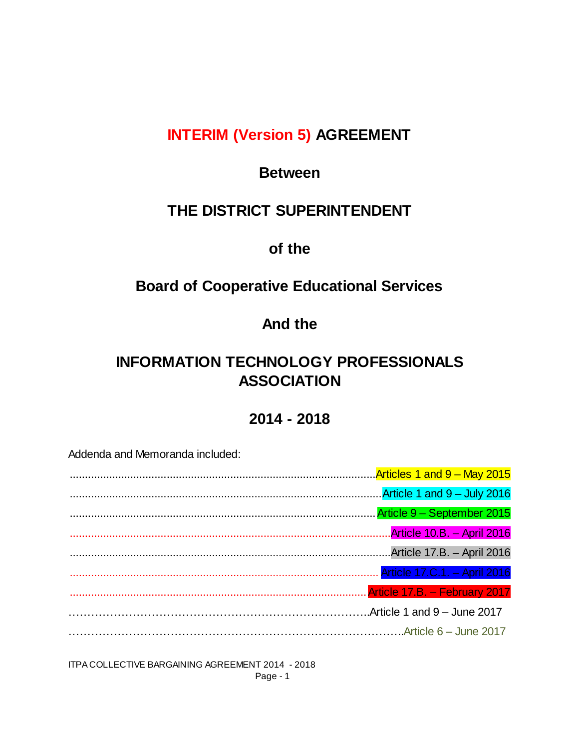# INTERIM (Version 5) AGREEMENT

## Between

## THE DISTRICT SUPERINTENDENT

## of the

## Board of Cooperative Educational Services

## And the

## INFORMATION TECHNOLOGY PROFESSIONALS ASSOCIATION

## 2014 - 2018

Addenda and Memoranda included:

............................................................................................................Articles 1 and 9 – May 2015

............................................................................................................Article 1 and 9 – July 2016

............................................................................................................Article 9 – September 2015

............................................................................................................Article 10.B. – April 2016

............................................................................................................Article 17.B. – April 2016

............................................................................................................Article 17.C.1. – April 2016

............................................................................................................Article 17.B. – February 2017

……………………………………………………………………….Article 1 and 9 – June 2017

……………………………………………………………………………..Article 6 – June 2017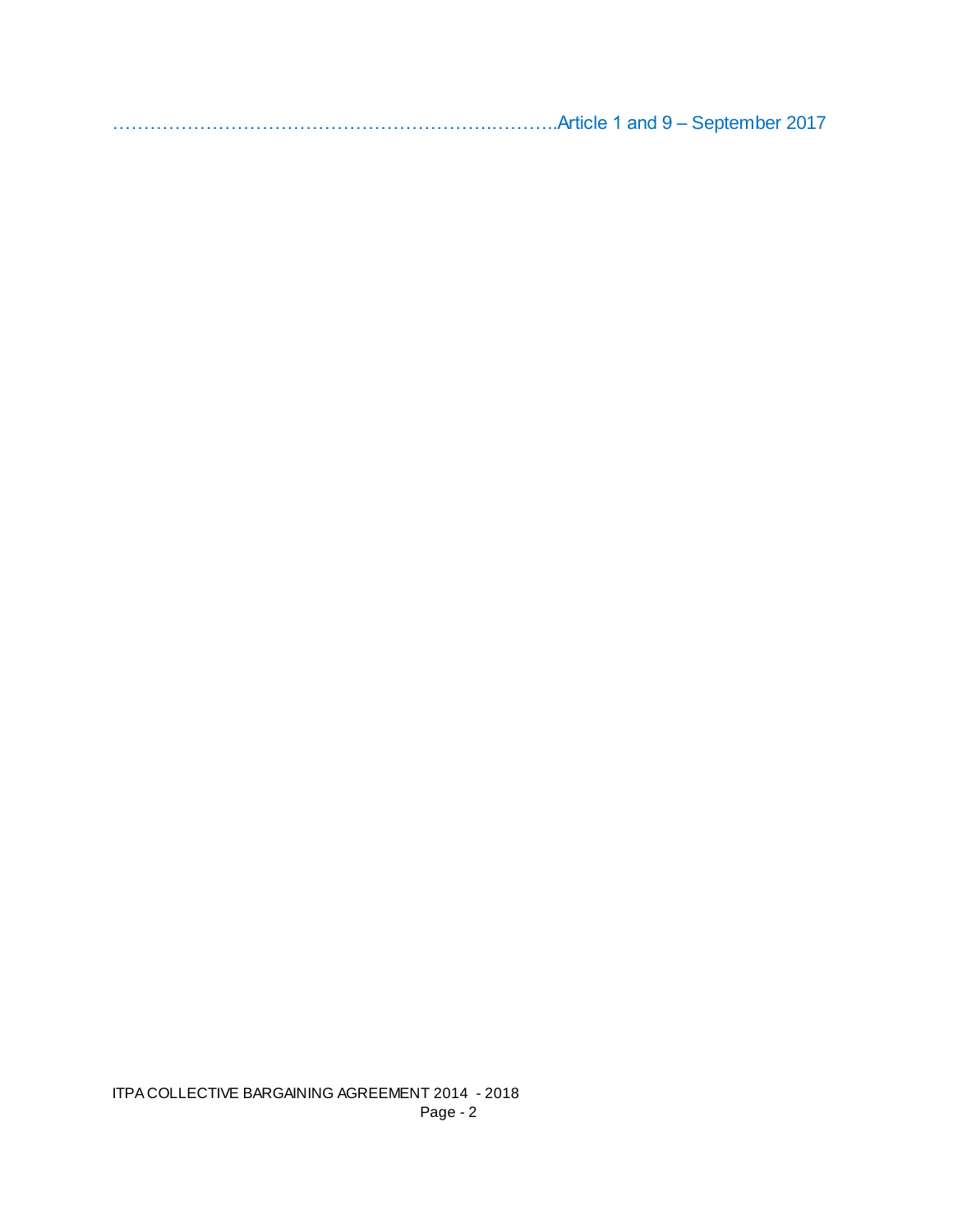……………………………………………………….………..Article 1 and 9 – September 2017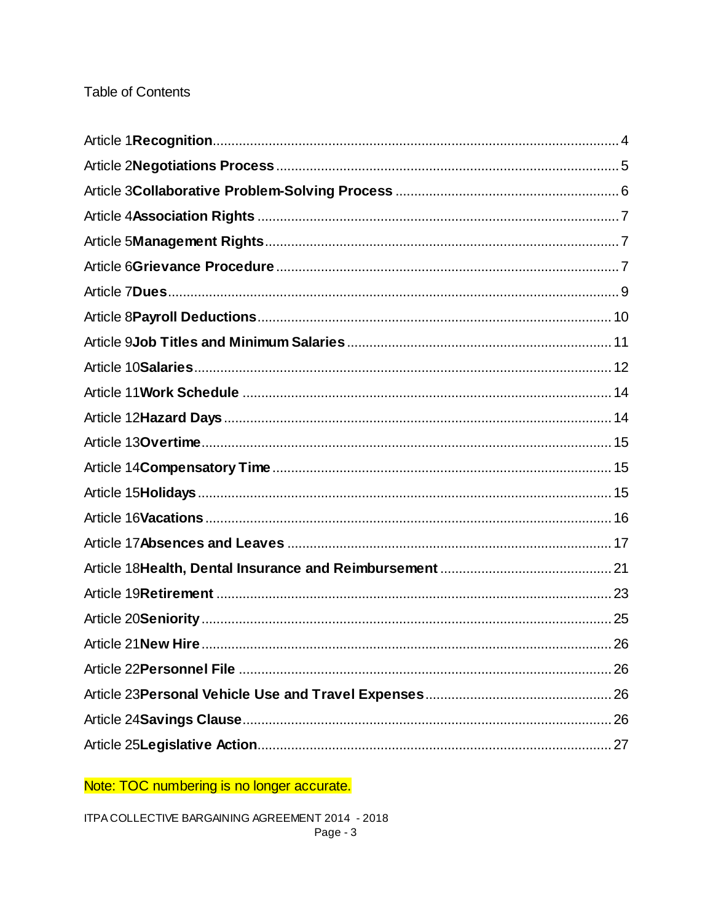Table of Contents

Article 1**Recognition**....................................................................................................4
Article 2**Negotiations Process**.......................................................................................5
Article 3**Collaborative Problem-Solving Process**..............................................................6
Article 4**Association Rights**...........................................................................................7
Article 5**Management Rights**.........................................................................................7
Article 6**Grievance Procedure**.......................................................................................7
Article 7**Dues**.............................................................................................................9
Article 8**Payroll Deductions**.........................................................................................10
Article 9**Job Titles and Minimum Salaries**......................................................................11
Article 10**Salaries**......................................................................................................12
Article 11**Work Schedule**.............................................................................................14
Article 12**Hazard Days**................................................................................................14
Article 13**Overtime**.....................................................................................................15
Article 14**Compensatory Time**.......................................................................................15
Article 15**Holidays**......................................................................................................15
Article 16**Vacations**.....................................................................................................16
Article 17**Absences and Leaves**....................................................................................17
Article 18**Health, Dental Insurance and Reimbursement**.................................................21
Article 19**Retirement**...................................................................................................23
Article 20**Seniority**......................................................................................................25
Article 21**New Hire**......................................................................................................26
Article 22**Personnel File**...............................................................................................26
Article 23**Personal Vehicle Use and Travel Expenses**......................................................26
Article 24**Savings Clause**..............................................................................................26
Article 25**Legislative Action**..........................................................................................27

Note: TOC numbering is no longer accurate.

ITPA COLLECTIVE BARGAINING AGREEMENT 2014 - 2018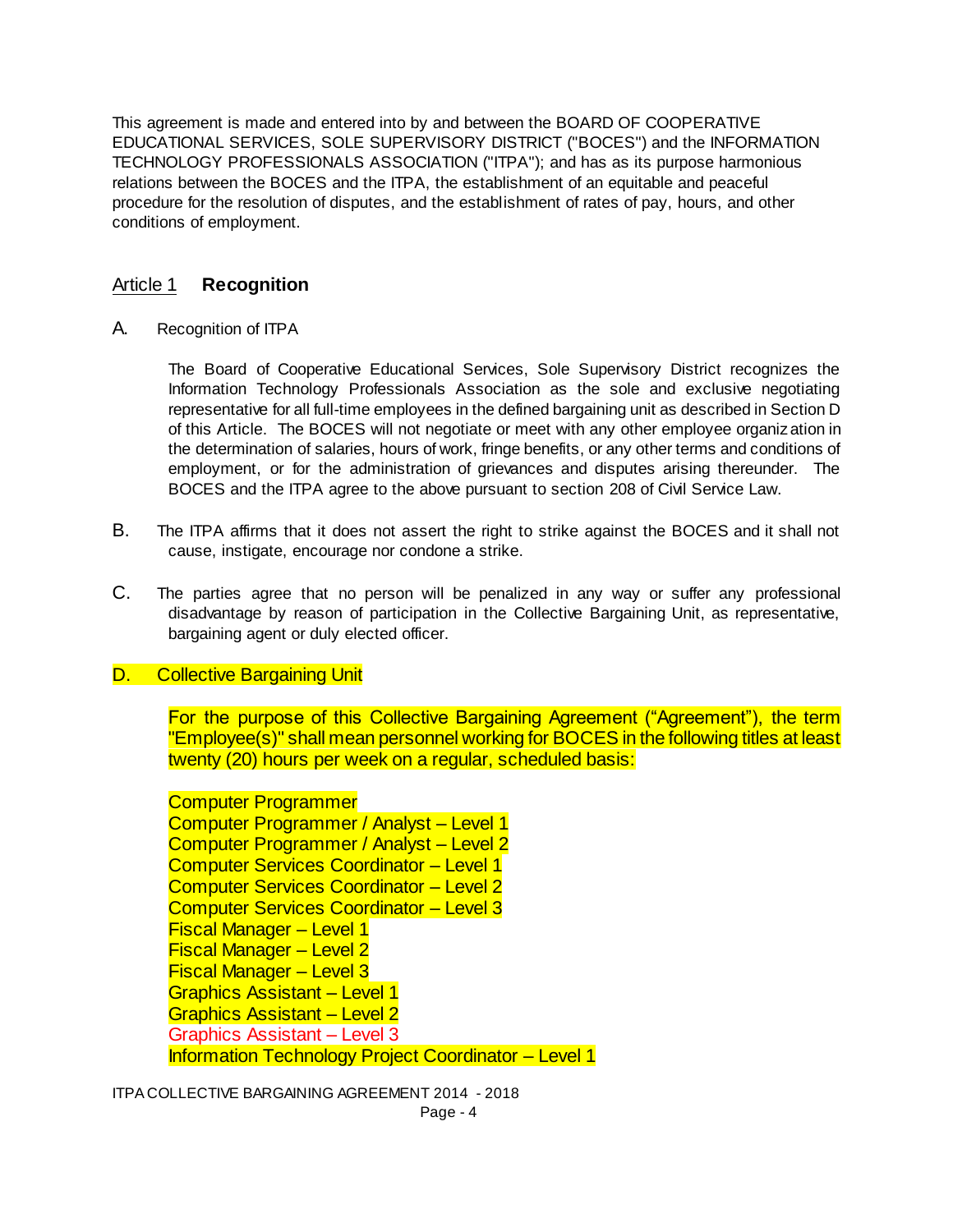This agreement is made and entered into by and between the BOARD OF COOPERATIVE EDUCATIONAL SERVICES, SOLE SUPERVISORY DISTRICT ("BOCES") and the INFORMATION TECHNOLOGY PROFESSIONALS ASSOCIATION ("ITPA"); and has as its purpose harmonious relations between the BOCES and the ITPA, the establishment of an equitable and peaceful procedure for the resolution of disputes, and the establishment of rates of pay, hours, and other conditions of employment.

## Article 1 **Recognition**

A. Recognition of ITPA

The Board of Cooperative Educational Services, Sole Supervisory District recognizes the Information Technology Professionals Association as the sole and exclusive negotiating representative for all full-time employees in the defined bargaining unit as described in Section D of this Article. The BOCES will not negotiate or meet with any other employee organization in the determination of salaries, hours of work, fringe benefits, or any other terms and conditions of employment, or for the administration of grievances and disputes arising thereunder. The BOCES and the ITPA agree to the above pursuant to section 208 of Civil Service Law.

B. The ITPA affirms that it does not assert the right to strike against the BOCES and it shall not cause, instigate, encourage nor condone a strike.

C. The parties agree that no person will be penalized in any way or suffer any professional disadvantage by reason of participation in the Collective Bargaining Unit, as representative, bargaining agent or duly elected officer.

D. Collective Bargaining Unit

For the purpose of this Collective Bargaining Agreement ("Agreement"), the term "Employee(s)" shall mean personnel working for BOCES in the following titles at least twenty (20) hours per week on a regular, scheduled basis:

Computer Programmer
Computer Programmer / Analyst – Level 1
Computer Programmer / Analyst – Level 2
Computer Services Coordinator – Level 1
Computer Services Coordinator – Level 2
Computer Services Coordinator – Level 3
Fiscal Manager – Level 1
Fiscal Manager – Level 2
Fiscal Manager – Level 3
Graphics Assistant – Level 1
Graphics Assistant – Level 2
Graphics Assistant – Level 3
Information Technology Project Coordinator – Level 1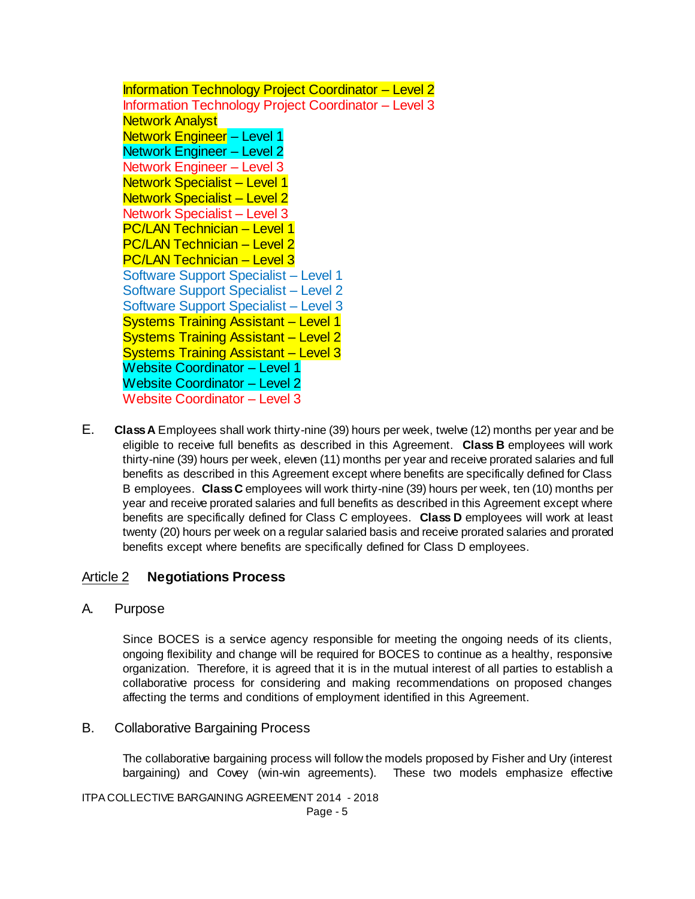Information Technology Project Coordinator – Level 2
Information Technology Project Coordinator – Level 3
Network Analyst
Network Engineer – Level 1
Network Engineer – Level 2
Network Engineer – Level 3
Network Specialist – Level 1
Network Specialist – Level 2
Network Specialist – Level 3
PC/LAN Technician – Level 1
PC/LAN Technician – Level 2
PC/LAN Technician – Level 3
Software Support Specialist – Level 1
Software Support Specialist – Level 2
Software Support Specialist – Level 3
Systems Training Assistant – Level 1
Systems Training Assistant – Level 2
Systems Training Assistant – Level 3
Website Coordinator – Level 1
Website Coordinator – Level 2
Website Coordinator – Level 3

E. **Class A** Employees shall work thirty-nine (39) hours per week, twelve (12) months per year and be eligible to receive full benefits as described in this Agreement. **Class B** employees will work thirty-nine (39) hours per week, eleven (11) months per year and receive prorated salaries and full benefits as described in this Agreement except where benefits are specifically defined for Class B employees. **Class C** employees will work thirty-nine (39) hours per week, ten (10) months per year and receive prorated salaries and full benefits as described in this Agreement except where benefits are specifically defined for Class C employees. **Class D** employees will work at least twenty (20) hours per week on a regular salaried basis and receive prorated salaries and prorated benefits except where benefits are specifically defined for Class D employees.

## Article 2 **Negotiations Process**

### A. Purpose

Since BOCES is a service agency responsible for meeting the ongoing needs of its clients, ongoing flexibility and change will be required for BOCES to continue as a healthy, responsive organization. Therefore, it is agreed that it is in the mutual interest of all parties to establish a collaborative process for considering and making recommendations on proposed changes affecting the terms and conditions of employment identified in this Agreement.

### B. Collaborative Bargaining Process

The collaborative bargaining process will follow the models proposed by Fisher and Ury (interest bargaining) and Covey (win-win agreements). These two models emphasize effective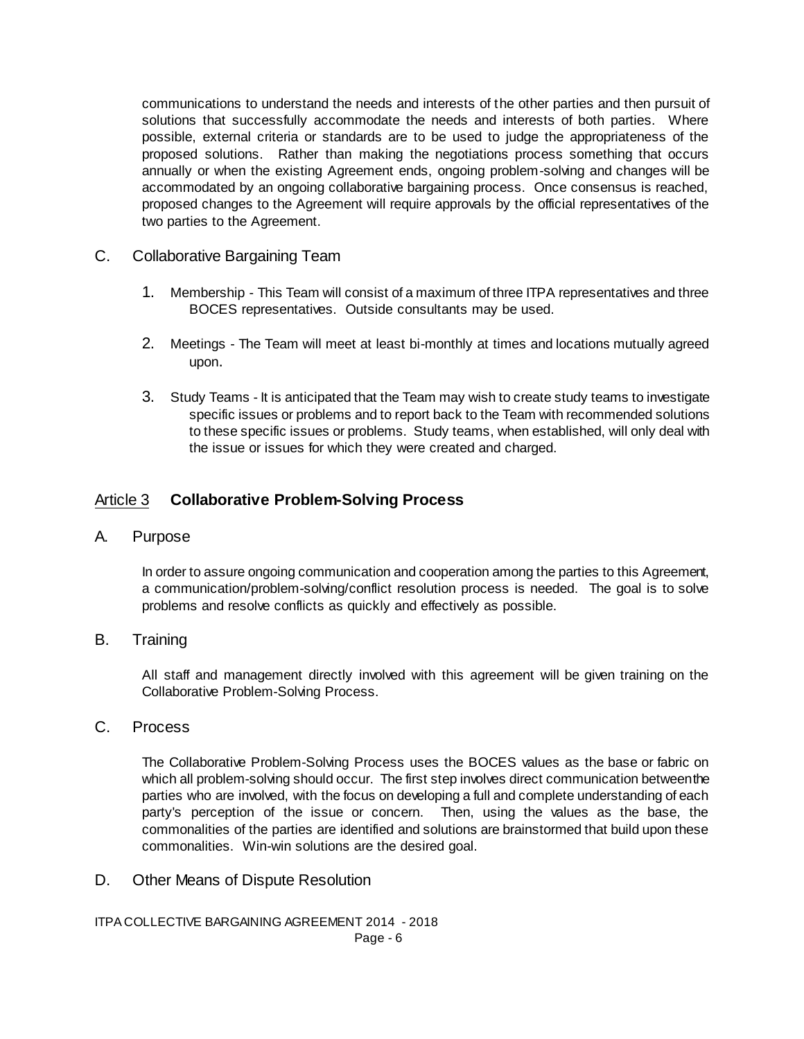communications to understand the needs and interests of the other parties and then pursuit of solutions that successfully accommodate the needs and interests of both parties. Where possible, external criteria or standards are to be used to judge the appropriateness of the proposed solutions. Rather than making the negotiations process something that occurs annually or when the existing Agreement ends, ongoing problem-solving and changes will be accommodated by an ongoing collaborative bargaining process. Once consensus is reached, proposed changes to the Agreement will require approvals by the official representatives of the two parties to the Agreement.

### C. Collaborative Bargaining Team

1. Membership - This Team will consist of a maximum of three ITPA representatives and three BOCES representatives. Outside consultants may be used.

2. Meetings - The Team will meet at least bi-monthly at times and locations mutually agreed upon.

3. Study Teams - It is anticipated that the Team may wish to create study teams to investigate specific issues or problems and to report back to the Team with recommended solutions to these specific issues or problems. Study teams, when established, will only deal with the issue or issues for which they were created and charged.

## Article 3 **Collaborative Problem-Solving Process**

### A. Purpose

In order to assure ongoing communication and cooperation among the parties to this Agreement, a communication/problem-solving/conflict resolution process is needed. The goal is to solve problems and resolve conflicts as quickly and effectively as possible.

### B. Training

All staff and management directly involved with this agreement will be given training on the Collaborative Problem-Solving Process.

### C. Process

The Collaborative Problem-Solving Process uses the BOCES values as the base or fabric on which all problem-solving should occur. The first step involves direct communication between the parties who are involved, with the focus on developing a full and complete understanding of each party's perception of the issue or concern. Then, using the values as the base, the commonalities of the parties are identified and solutions are brainstormed that build upon these commonalities. Win-win solutions are the desired goal.

### D. Other Means of Dispute Resolution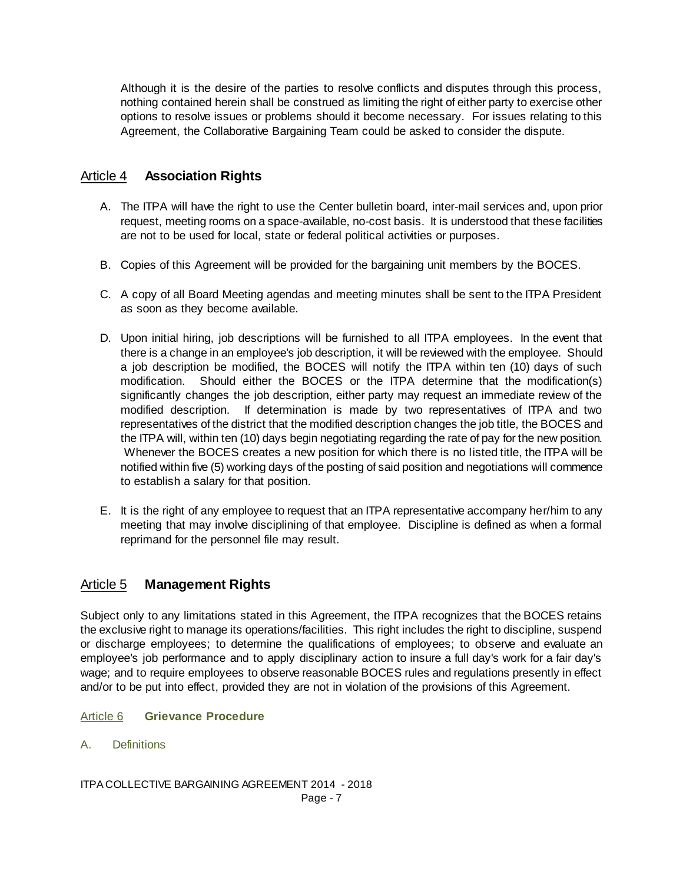Although it is the desire of the parties to resolve conflicts and disputes through this process, nothing contained herein shall be construed as limiting the right of either party to exercise other options to resolve issues or problems should it become necessary. For issues relating to this Agreement, the Collaborative Bargaining Team could be asked to consider the dispute.

## Article 4 **Association Rights**

A. The ITPA will have the right to use the Center bulletin board, inter-mail services and, upon prior request, meeting rooms on a space-available, no-cost basis. It is understood that these facilities are not to be used for local, state or federal political activities or purposes.

B. Copies of this Agreement will be provided for the bargaining unit members by the BOCES.

C. A copy of all Board Meeting agendas and meeting minutes shall be sent to the ITPA President as soon as they become available.

D. Upon initial hiring, job descriptions will be furnished to all ITPA employees. In the event that there is a change in an employee's job description, it will be reviewed with the employee. Should a job description be modified, the BOCES will notify the ITPA within ten (10) days of such modification. Should either the BOCES or the ITPA determine that the modification(s) significantly changes the job description, either party may request an immediate review of the modified description. If determination is made by two representatives of ITPA and two representatives of the district that the modified description changes the job title, the BOCES and the ITPA will, within ten (10) days begin negotiating regarding the rate of pay for the new position. Whenever the BOCES creates a new position for which there is no listed title, the ITPA will be notified within five (5) working days of the posting of said position and negotiations will commence to establish a salary for that position.

E. It is the right of any employee to request that an ITPA representative accompany her/him to any meeting that may involve disciplining of that employee. Discipline is defined as when a formal reprimand for the personnel file may result.

## Article 5 **Management Rights**

Subject only to any limitations stated in this Agreement, the ITPA recognizes that the BOCES retains the exclusive right to manage its operations/facilities. This right includes the right to discipline, suspend or discharge employees; to determine the qualifications of employees; to observe and evaluate an employee's job performance and to apply disciplinary action to insure a full day's work for a fair day's wage; and to require employees to observe reasonable BOCES rules and regulations presently in effect and/or to be put into effect, provided they are not in violation of the provisions of this Agreement.

## Article 6 **Grievance Procedure**

### A. Definitions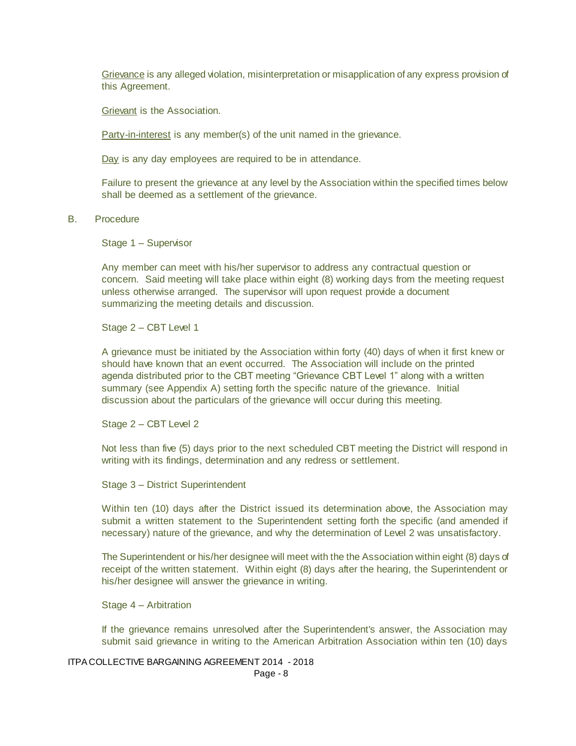Grievance is any alleged violation, misinterpretation or misapplication of any express provision of this Agreement.

Grievant is the Association.

Party-in-interest is any member(s) of the unit named in the grievance.

Day is any day employees are required to be in attendance.

Failure to present the grievance at any level by the Association within the specified times below shall be deemed as a settlement of the grievance.

B. Procedure

Stage 1 – Supervisor

Any member can meet with his/her supervisor to address any contractual question or concern. Said meeting will take place within eight (8) working days from the meeting request unless otherwise arranged. The supervisor will upon request provide a document summarizing the meeting details and discussion.

Stage 2 – CBT Level 1

A grievance must be initiated by the Association within forty (40) days of when it first knew or should have known that an event occurred. The Association will include on the printed agenda distributed prior to the CBT meeting "Grievance CBT Level 1" along with a written summary (see Appendix A) setting forth the specific nature of the grievance. Initial discussion about the particulars of the grievance will occur during this meeting.

Stage 2 – CBT Level 2

Not less than five (5) days prior to the next scheduled CBT meeting the District will respond in writing with its findings, determination and any redress or settlement.

Stage 3 – District Superintendent

Within ten (10) days after the District issued its determination above, the Association may submit a written statement to the Superintendent setting forth the specific (and amended if necessary) nature of the grievance, and why the determination of Level 2 was unsatisfactory.

The Superintendent or his/her designee will meet with the the Association within eight (8) days of receipt of the written statement. Within eight (8) days after the hearing, the Superintendent or his/her designee will answer the grievance in writing.

Stage 4 – Arbitration

If the grievance remains unresolved after the Superintendent's answer, the Association may submit said grievance in writing to the American Arbitration Association within ten (10) days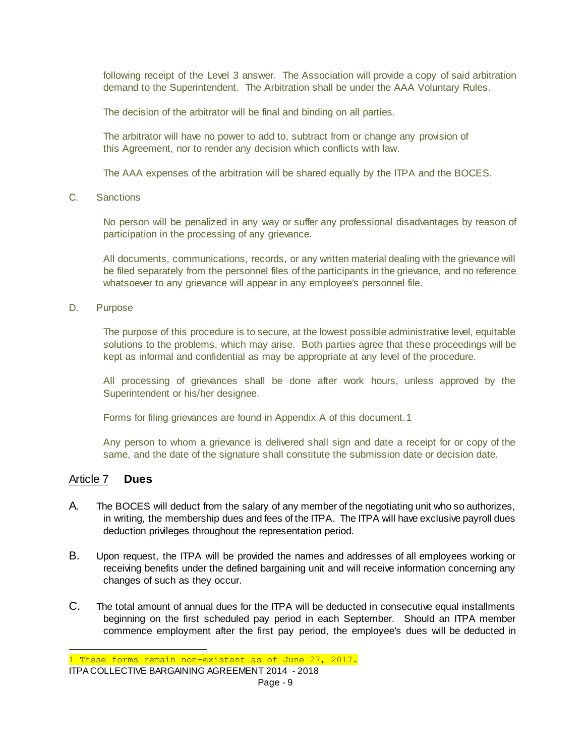following receipt of the Level 3 answer. The Association will provide a copy of said arbitration demand to the Superintendent. The Arbitration shall be under the AAA Voluntary Rules.

The decision of the arbitrator will be final and binding on all parties.

The arbitrator will have no power to add to, subtract from or change any provision of this Agreement, nor to render any decision which conflicts with law.

The AAA expenses of the arbitration will be shared equally by the ITPA and the BOCES.

C. Sanctions

No person will be penalized in any way or suffer any professional disadvantages by reason of participation in the processing of any grievance.

All documents, communications, records, or any written material dealing with the grievance will be filed separately from the personnel files of the participants in the grievance, and no reference whatsoever to any grievance will appear in any employee's personnel file.

D. Purpose

The purpose of this procedure is to secure, at the lowest possible administrative level, equitable solutions to the problems, which may arise. Both parties agree that these proceedings will be kept as informal and confidential as may be appropriate at any level of the procedure.

All processing of grievances shall be done after work hours, unless approved by the Superintendent or his/her designee.

Forms for filing grievances are found in Appendix A of this document.[1]

Any person to whom a grievance is delivered shall sign and date a receipt for or copy of the same, and the date of the signature shall constitute the submission date or decision date.

## Article 7 **Dues**

A. The BOCES will deduct from the salary of any member of the negotiating unit who so authorizes, in writing, the membership dues and fees of the ITPA. The ITPA will have exclusive payroll dues deduction privileges throughout the representation period.

B. Upon request, the ITPA will be provided the names and addresses of all employees working or receiving benefits under the defined bargaining unit and will receive information concerning any changes of such as they occur.

C. The total amount of annual dues for the ITPA will be deducted in consecutive equal installments beginning on the first scheduled pay period in each September. Should an ITPA member commence employment after the first pay period, the employee's dues will be deducted in

[1] These forms remain non-existant as of June 27, 2017.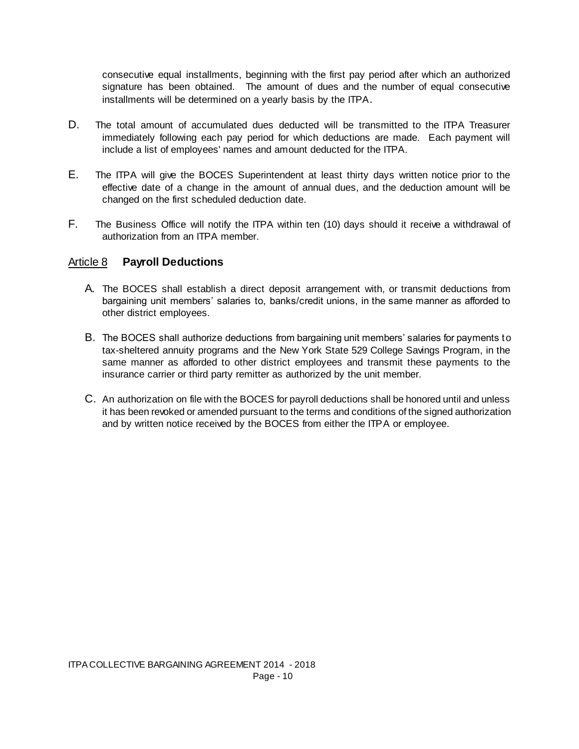consecutive equal installments, beginning with the first pay period after which an authorized signature has been obtained. The amount of dues and the number of equal consecutive installments will be determined on a yearly basis by the ITPA.

D. The total amount of accumulated dues deducted will be transmitted to the ITPA Treasurer immediately following each pay period for which deductions are made. Each payment will include a list of employees' names and amount deducted for the ITPA.

E. The ITPA will give the BOCES Superintendent at least thirty days written notice prior to the effective date of a change in the amount of annual dues, and the deduction amount will be changed on the first scheduled deduction date.

F. The Business Office will notify the ITPA within ten (10) days should it receive a withdrawal of authorization from an ITPA member.

## Article 8 **Payroll Deductions**

A. The BOCES shall establish a direct deposit arrangement with, or transmit deductions from bargaining unit members' salaries to, banks/credit unions, in the same manner as afforded to other district employees.

B. The BOCES shall authorize deductions from bargaining unit members' salaries for payments to tax-sheltered annuity programs and the New York State 529 College Savings Program, in the same manner as afforded to other district employees and transmit these payments to the insurance carrier or third party remitter as authorized by the unit member.

C. An authorization on file with the BOCES for payroll deductions shall be honored until and unless it has been revoked or amended pursuant to the terms and conditions of the signed authorization and by written notice received by the BOCES from either the ITPA or employee.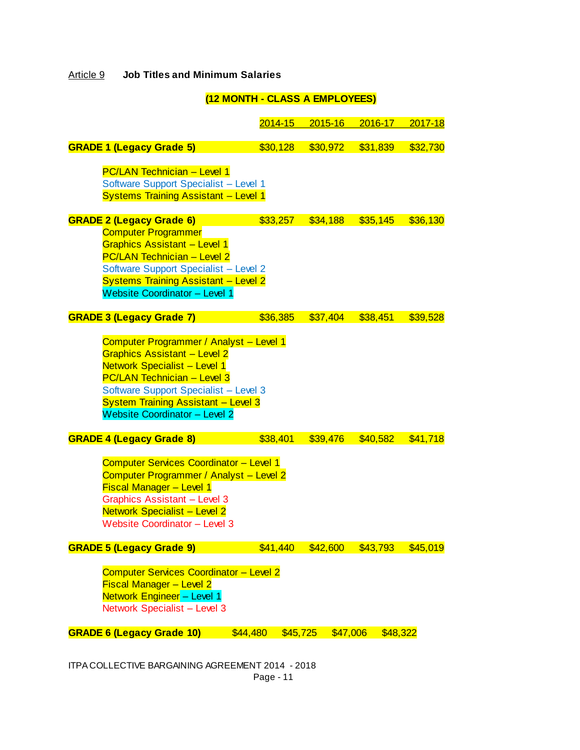Article 9 **Job Titles and Minimum Salaries**

**(12 MONTH - CLASS A EMPLOYEES)**

| | 2014-15 | 2015-16 | 2016-17 | 2017-18 |
|---|---|---|---|---|
| **GRADE 1 (Legacy Grade 5)** | $30,128 | $30,972 | $31,839 | $32,730 |
| PC/LAN Technician – Level 1<br>Software Support Specialist – Level 1<br>Systems Training Assistant – Level 1 | | | | |
| **GRADE 2 (Legacy Grade 6)** | $33,257 | $34,188 | $35,145 | $36,130 |
| Computer Programmer<br>Graphics Assistant – Level 1<br>PC/LAN Technician – Level 2<br>Software Support Specialist – Level 2<br>Systems Training Assistant – Level 2<br>Website Coordinator – Level 1 | | | | |
| **GRADE 3 (Legacy Grade 7)** | $36,385 | $37,404 | $38,451 | $39,528 |
| Computer Programmer / Analyst – Level 1<br>Graphics Assistant – Level 2<br>Network Specialist – Level 1<br>PC/LAN Technician – Level 3<br>Software Support Specialist – Level 3<br>System Training Assistant – Level 3<br>Website Coordinator – Level 2 | | | | |
| **GRADE 4 (Legacy Grade 8)** | $38,401 | $39,476 | $40,582 | $41,718 |
| Computer Services Coordinator – Level 1<br>Computer Programmer / Analyst – Level 2<br>Fiscal Manager – Level 1<br>Graphics Assistant – Level 3<br>Network Specialist – Level 2<br>Website Coordinator – Level 3 | | | | |
| **GRADE 5 (Legacy Grade 9)** | $41,440 | $42,600 | $43,793 | $45,019 |
| Computer Services Coordinator – Level 2<br>Fiscal Manager – Level 2<br>Network Engineer – Level 1<br>Network Specialist – Level 3 | | | | |
| **GRADE 6 (Legacy Grade 10)** | $44,480 | $45,725 | $47,006 | $48,322 |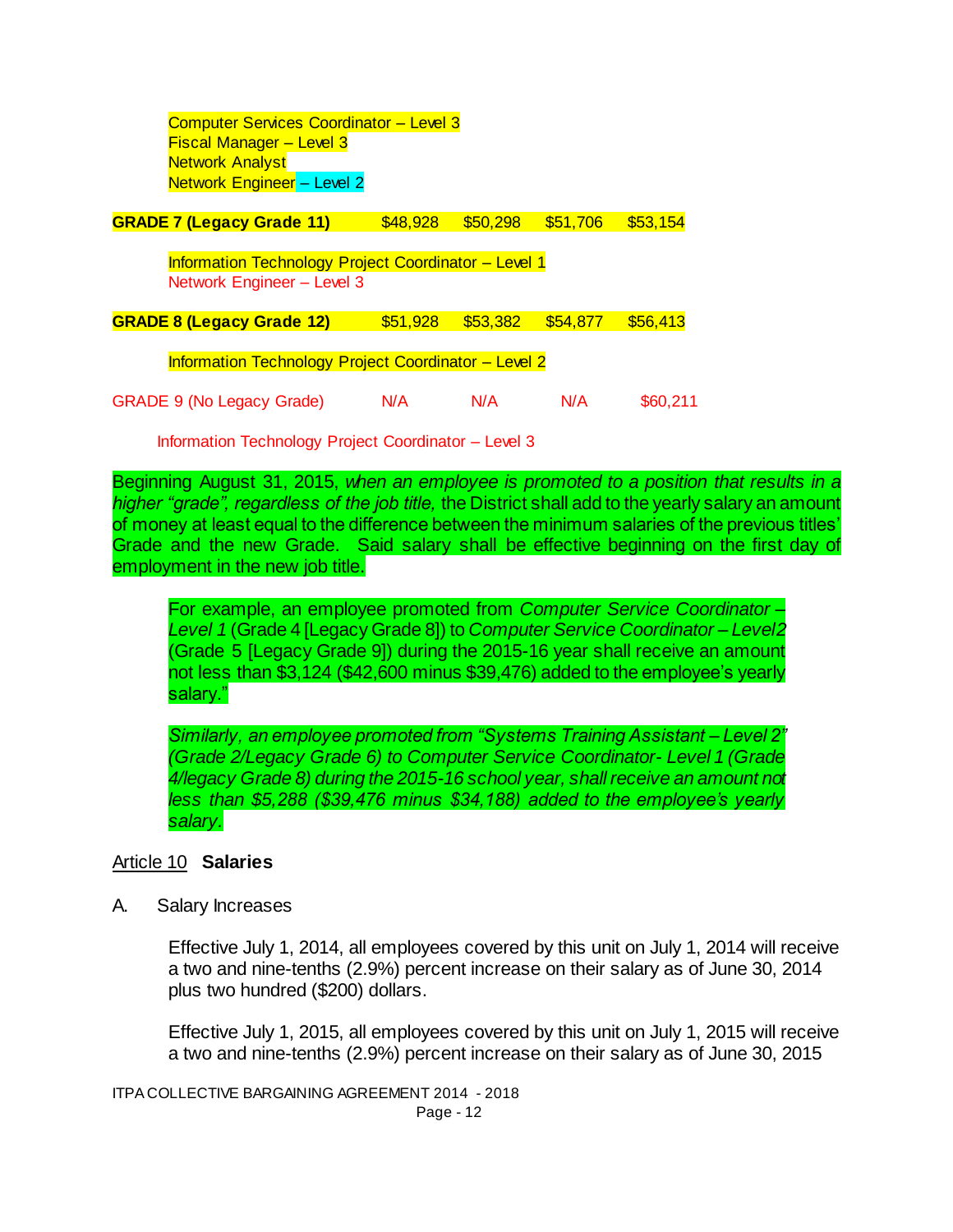Computer Services Coordinator – Level 3
Fiscal Manager – Level 3
Network Analyst
Network Engineer – Level 2

| **GRADE 7 (Legacy Grade 11)** | $48,928 | $50,298 | $51,706 | $53,154 |
|---|---|---|---|---|

Information Technology Project Coordinator – Level 1
Network Engineer – Level 3

| **GRADE 8 (Legacy Grade 12)** | $51,928 | $53,382 | $54,877 | $56,413 |
|---|---|---|---|---|

Information Technology Project Coordinator – Level 2

| GRADE 9 (No Legacy Grade) | N/A | N/A | N/A | $60,211 |
|---|---|---|---|---|

Information Technology Project Coordinator – Level 3

Beginning August 31, 2015, *when an employee is promoted to a position that results in a higher "grade", regardless of the job title,* the District shall add to the yearly salary an amount of money at least equal to the difference between the minimum salaries of the previous titles' Grade and the new Grade. Said salary shall be effective beginning on the first day of employment in the new job title.

For example, an employee promoted from *Computer Service Coordinator – Level 1* (Grade 4 [Legacy Grade 8]) to *Computer Service Coordinator – Level2* (Grade 5 [Legacy Grade 9]) during the 2015-16 year shall receive an amount not less than $3,124 ($42,600 minus $39,476) added to the employee's yearly salary."

*Similarly, an employee promoted from "Systems Training Assistant – Level 2" (Grade 2/Legacy Grade 6) to Computer Service Coordinator- Level 1 (Grade 4/legacy Grade 8) during the 2015-16 school year, shall receive an amount not less than $5,288 ($39,476 minus $34,188) added to the employee's yearly salary.*

## Article 10 **Salaries**

A. Salary Increases

Effective July 1, 2014, all employees covered by this unit on July 1, 2014 will receive a two and nine-tenths (2.9%) percent increase on their salary as of June 30, 2014 plus two hundred ($200) dollars.

Effective July 1, 2015, all employees covered by this unit on July 1, 2015 will receive a two and nine-tenths (2.9%) percent increase on their salary as of June 30, 2015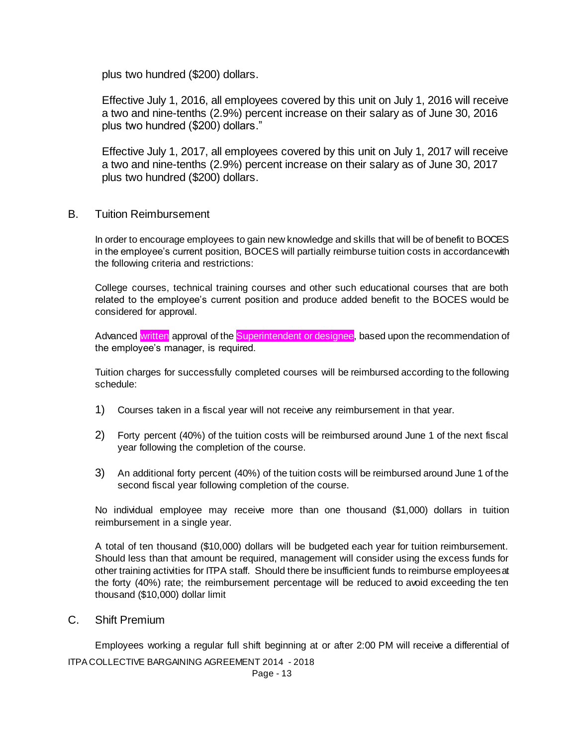plus two hundred ($200) dollars.

Effective July 1, 2016, all employees covered by this unit on July 1, 2016 will receive a two and nine-tenths (2.9%) percent increase on their salary as of June 30, 2016 plus two hundred ($200) dollars."

Effective July 1, 2017, all employees covered by this unit on July 1, 2017 will receive a two and nine-tenths (2.9%) percent increase on their salary as of June 30, 2017 plus two hundred ($200) dollars.

## B. Tuition Reimbursement

In order to encourage employees to gain new knowledge and skills that will be of benefit to BOCES in the employee's current position, BOCES will partially reimburse tuition costs in accordance with the following criteria and restrictions:

College courses, technical training courses and other such educational courses that are both related to the employee's current position and produce added benefit to the BOCES would be considered for approval.

Advanced written approval of the Superintendent or designee, based upon the recommendation of the employee's manager, is required.

Tuition charges for successfully completed courses will be reimbursed according to the following schedule:

1) Courses taken in a fiscal year will not receive any reimbursement in that year.

2) Forty percent (40%) of the tuition costs will be reimbursed around June 1 of the next fiscal year following the completion of the course.

3) An additional forty percent (40%) of the tuition costs will be reimbursed around June 1 of the second fiscal year following completion of the course.

No individual employee may receive more than one thousand ($1,000) dollars in tuition reimbursement in a single year.

A total of ten thousand ($10,000) dollars will be budgeted each year for tuition reimbursement. Should less than that amount be required, management will consider using the excess funds for other training activities for ITPA staff. Should there be insufficient funds to reimburse employees at the forty (40%) rate; the reimbursement percentage will be reduced to avoid exceeding the ten thousand ($10,000) dollar limit

## C. Shift Premium

Employees working a regular full shift beginning at or after 2:00 PM will receive a differential of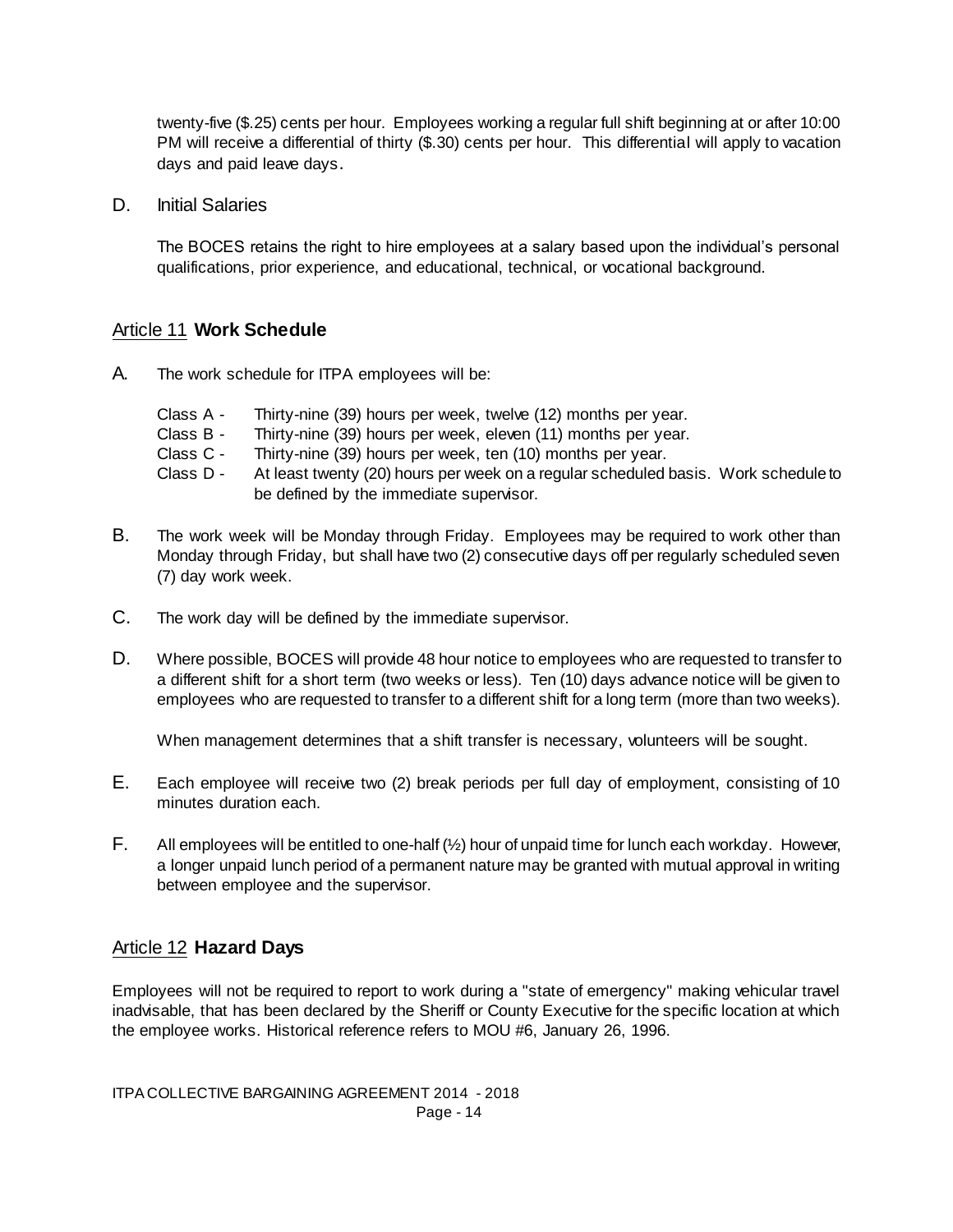twenty-five ($.25) cents per hour. Employees working a regular full shift beginning at or after 10:00 PM will receive a differential of thirty ($.30) cents per hour. This differential will apply to vacation days and paid leave days.

D. Initial Salaries

The BOCES retains the right to hire employees at a salary based upon the individual's personal qualifications, prior experience, and educational, technical, or vocational background.

## Article 11 **Work Schedule**

A. The work schedule for ITPA employees will be:

Class A - Thirty-nine (39) hours per week, twelve (12) months per year.
Class B - Thirty-nine (39) hours per week, eleven (11) months per year.
Class C - Thirty-nine (39) hours per week, ten (10) months per year.
Class D - At least twenty (20) hours per week on a regular scheduled basis. Work schedule to be defined by the immediate supervisor.

B. The work week will be Monday through Friday. Employees may be required to work other than Monday through Friday, but shall have two (2) consecutive days off per regularly scheduled seven (7) day work week.

C. The work day will be defined by the immediate supervisor.

D. Where possible, BOCES will provide 48 hour notice to employees who are requested to transfer to a different shift for a short term (two weeks or less). Ten (10) days advance notice will be given to employees who are requested to transfer to a different shift for a long term (more than two weeks).

When management determines that a shift transfer is necessary, volunteers will be sought.

E. Each employee will receive two (2) break periods per full day of employment, consisting of 10 minutes duration each.

F. All employees will be entitled to one-half (½) hour of unpaid time for lunch each workday. However, a longer unpaid lunch period of a permanent nature may be granted with mutual approval in writing between employee and the supervisor.

## Article 12 **Hazard Days**

Employees will not be required to report to work during a "state of emergency" making vehicular travel inadvisable, that has been declared by the Sheriff or County Executive for the specific location at which the employee works. Historical reference refers to MOU #6, January 26, 1996.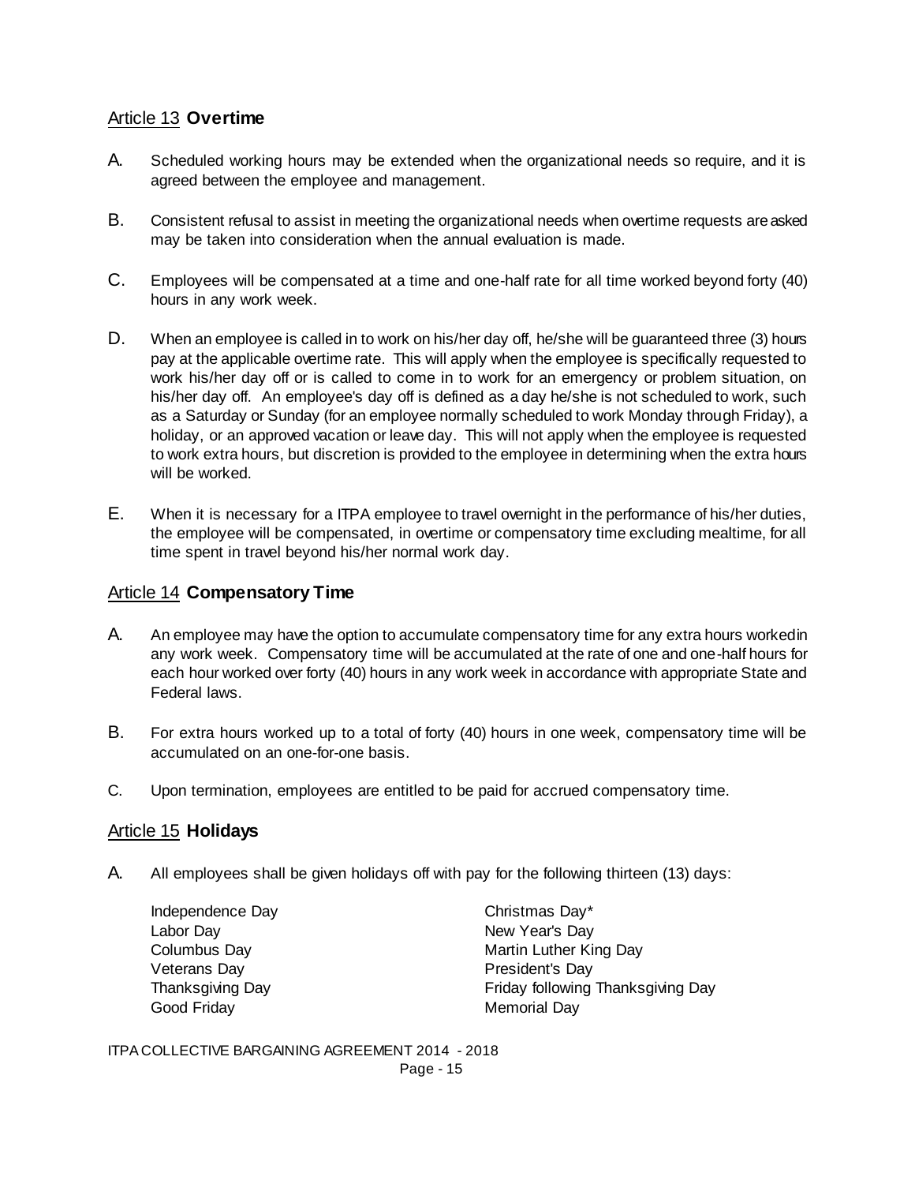## Article 13 **Overtime**

A. Scheduled working hours may be extended when the organizational needs so require, and it is agreed between the employee and management.

B. Consistent refusal to assist in meeting the organizational needs when overtime requests are asked may be taken into consideration when the annual evaluation is made.

C. Employees will be compensated at a time and one-half rate for all time worked beyond forty (40) hours in any work week.

D. When an employee is called in to work on his/her day off, he/she will be guaranteed three (3) hours pay at the applicable overtime rate. This will apply when the employee is specifically requested to work his/her day off or is called to come in to work for an emergency or problem situation, on his/her day off. An employee's day off is defined as a day he/she is not scheduled to work, such as a Saturday or Sunday (for an employee normally scheduled to work Monday through Friday), a holiday, or an approved vacation or leave day. This will not apply when the employee is requested to work extra hours, but discretion is provided to the employee in determining when the extra hours will be worked.

E. When it is necessary for a ITPA employee to travel overnight in the performance of his/her duties, the employee will be compensated, in overtime or compensatory time excluding mealtime, for all time spent in travel beyond his/her normal work day.

## Article 14 **Compensatory Time**

A. An employee may have the option to accumulate compensatory time for any extra hours workedin any work week. Compensatory time will be accumulated at the rate of one and one-half hours for each hour worked over forty (40) hours in any work week in accordance with appropriate State and Federal laws.

B. For extra hours worked up to a total of forty (40) hours in one week, compensatory time will be accumulated on an one-for-one basis.

C. Upon termination, employees are entitled to be paid for accrued compensatory time.

## Article 15 **Holidays**

A. All employees shall be given holidays off with pay for the following thirteen (13) days:

- Independence Day
- Labor Day
- Columbus Day
- Veterans Day
- Thanksgiving Day
- Good Friday
- Christmas Day*
- New Year's Day
- Martin Luther King Day
- President's Day
- Friday following Thanksgiving Day
- Memorial Day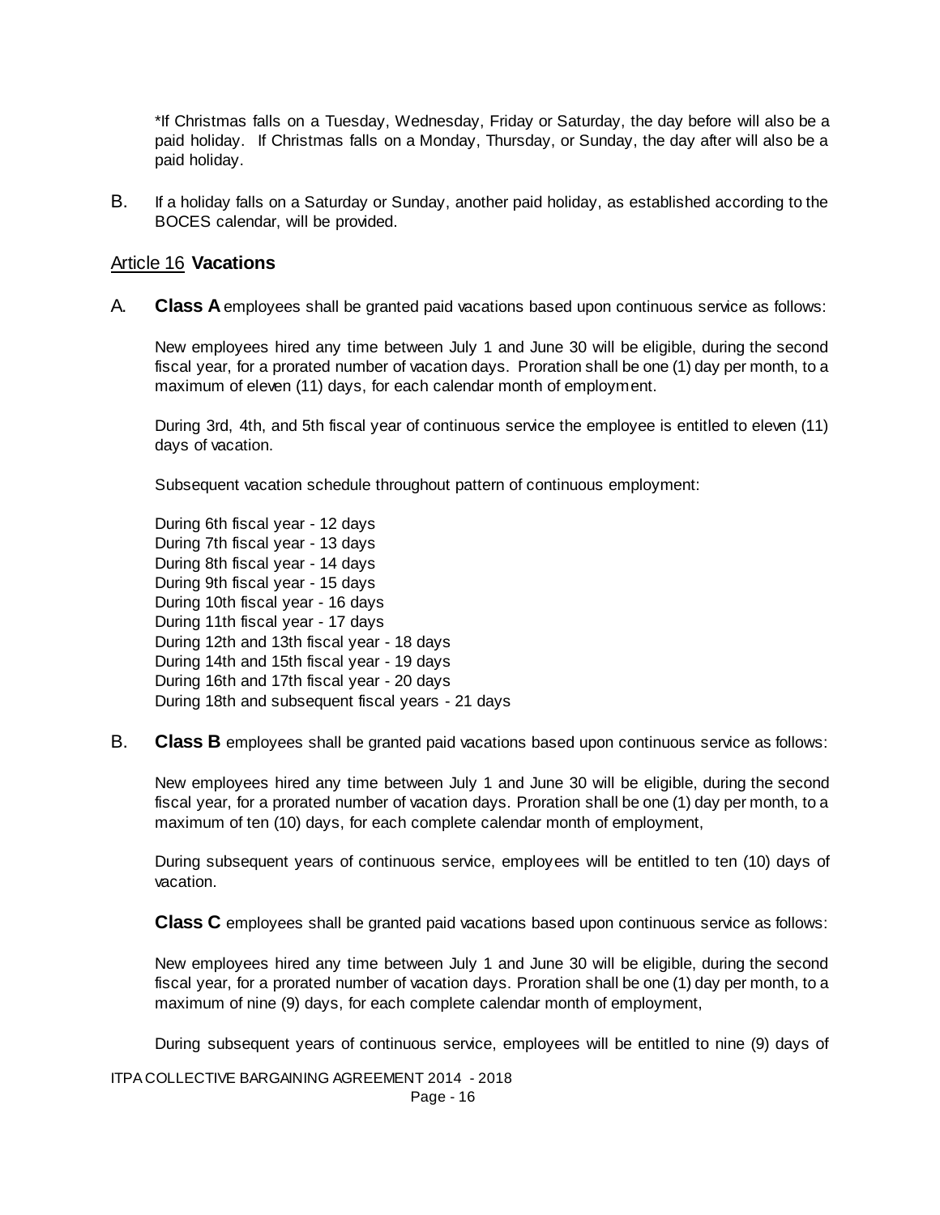*If Christmas falls on a Tuesday, Wednesday, Friday or Saturday, the day before will also be a paid holiday. If Christmas falls on a Monday, Thursday, or Sunday, the day after will also be a paid holiday.

B. If a holiday falls on a Saturday or Sunday, another paid holiday, as established according to the BOCES calendar, will be provided.

## Article 16 **Vacations**

A. **Class A** employees shall be granted paid vacations based upon continuous service as follows:

New employees hired any time between July 1 and June 30 will be eligible, during the second fiscal year, for a prorated number of vacation days. Proration shall be one (1) day per month, to a maximum of eleven (11) days, for each calendar month of employment.

During 3rd, 4th, and 5th fiscal year of continuous service the employee is entitled to eleven (11) days of vacation.

Subsequent vacation schedule throughout pattern of continuous employment:

During 6th fiscal year - 12 days
During 7th fiscal year - 13 days
During 8th fiscal year - 14 days
During 9th fiscal year - 15 days
During 10th fiscal year - 16 days
During 11th fiscal year - 17 days
During 12th and 13th fiscal year - 18 days
During 14th and 15th fiscal year - 19 days
During 16th and 17th fiscal year - 20 days
During 18th and subsequent fiscal years - 21 days

B. **Class B** employees shall be granted paid vacations based upon continuous service as follows:

New employees hired any time between July 1 and June 30 will be eligible, during the second fiscal year, for a prorated number of vacation days. Proration shall be one (1) day per month, to a maximum of ten (10) days, for each complete calendar month of employment,

During subsequent years of continuous service, employees will be entitled to ten (10) days of vacation.

**Class C** employees shall be granted paid vacations based upon continuous service as follows:

New employees hired any time between July 1 and June 30 will be eligible, during the second fiscal year, for a prorated number of vacation days. Proration shall be one (1) day per month, to a maximum of nine (9) days, for each complete calendar month of employment,

During subsequent years of continuous service, employees will be entitled to nine (9) days of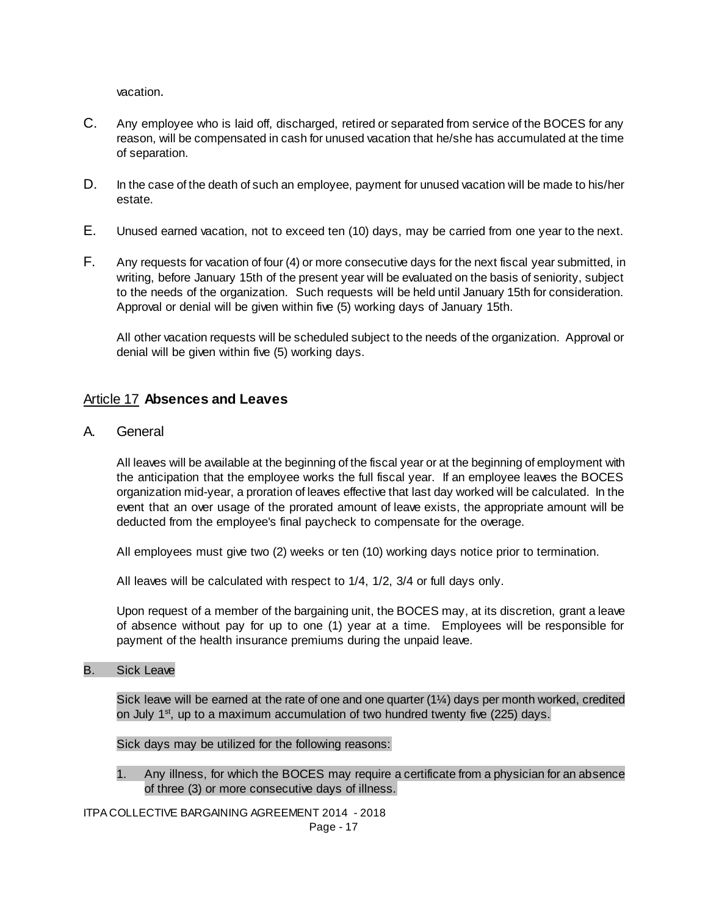vacation.

C. Any employee who is laid off, discharged, retired or separated from service of the BOCES for any reason, will be compensated in cash for unused vacation that he/she has accumulated at the time of separation.

D. In the case of the death of such an employee, payment for unused vacation will be made to his/her estate.

E. Unused earned vacation, not to exceed ten (10) days, may be carried from one year to the next.

F. Any requests for vacation of four (4) or more consecutive days for the next fiscal year submitted, in writing, before January 15th of the present year will be evaluated on the basis of seniority, subject to the needs of the organization. Such requests will be held until January 15th for consideration. Approval or denial will be given within five (5) working days of January 15th.

All other vacation requests will be scheduled subject to the needs of the organization. Approval or denial will be given within five (5) working days.

## Article 17 **Absences and Leaves**

### A. General

All leaves will be available at the beginning of the fiscal year or at the beginning of employment with the anticipation that the employee works the full fiscal year. If an employee leaves the BOCES organization mid-year, a proration of leaves effective that last day worked will be calculated. In the event that an over usage of the prorated amount of leave exists, the appropriate amount will be deducted from the employee's final paycheck to compensate for the overage.

All employees must give two (2) weeks or ten (10) working days notice prior to termination.

All leaves will be calculated with respect to 1/4, 1/2, 3/4 or full days only.

Upon request of a member of the bargaining unit, the BOCES may, at its discretion, grant a leave of absence without pay for up to one (1) year at a time. Employees will be responsible for payment of the health insurance premiums during the unpaid leave.

### B. Sick Leave

Sick leave will be earned at the rate of one and one quarter (1¼) days per month worked, credited on July 1st, up to a maximum accumulation of two hundred twenty five (225) days.

Sick days may be utilized for the following reasons:

1. Any illness, for which the BOCES may require a certificate from a physician for an absence of three (3) or more consecutive days of illness.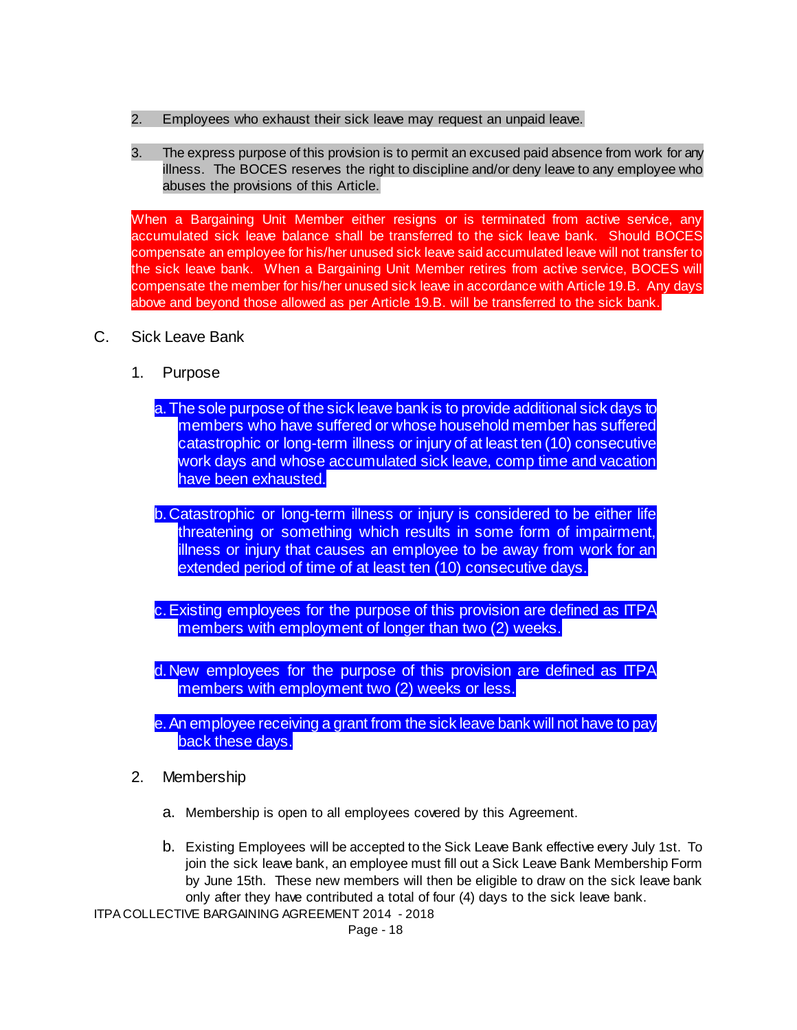2. Employees who exhaust their sick leave may request an unpaid leave.

3. The express purpose of this provision is to permit an excused paid absence from work for any illness. The BOCES reserves the right to discipline and/or deny leave to any employee who abuses the provisions of this Article.

When a Bargaining Unit Member either resigns or is terminated from active service, any accumulated sick leave balance shall be transferred to the sick leave bank. Should BOCES compensate an employee for his/her unused sick leave said accumulated leave will not transfer to the sick leave bank. When a Bargaining Unit Member retires from active service, BOCES will compensate the member for his/her unused sick leave in accordance with Article 19.B. Any days above and beyond those allowed as per Article 19.B. will be transferred to the sick bank.

C. Sick Leave Bank

1. Purpose

a. The sole purpose of the sick leave bank is to provide additional sick days to members who have suffered or whose household member has suffered catastrophic or long-term illness or injury of at least ten (10) consecutive work days and whose accumulated sick leave, comp time and vacation have been exhausted.

b. Catastrophic or long-term illness or injury is considered to be either life threatening or something which results in some form of impairment, illness or injury that causes an employee to be away from work for an extended period of time of at least ten (10) consecutive days.

c. Existing employees for the purpose of this provision are defined as ITPA members with employment of longer than two (2) weeks.

d. New employees for the purpose of this provision are defined as ITPA members with employment two (2) weeks or less.

e. An employee receiving a grant from the sick leave bank will not have to pay back these days.

2. Membership

a. Membership is open to all employees covered by this Agreement.

b. Existing Employees will be accepted to the Sick Leave Bank effective every July 1st. To join the sick leave bank, an employee must fill out a Sick Leave Bank Membership Form by June 15th. These new members will then be eligible to draw on the sick leave bank only after they have contributed a total of four (4) days to the sick leave bank.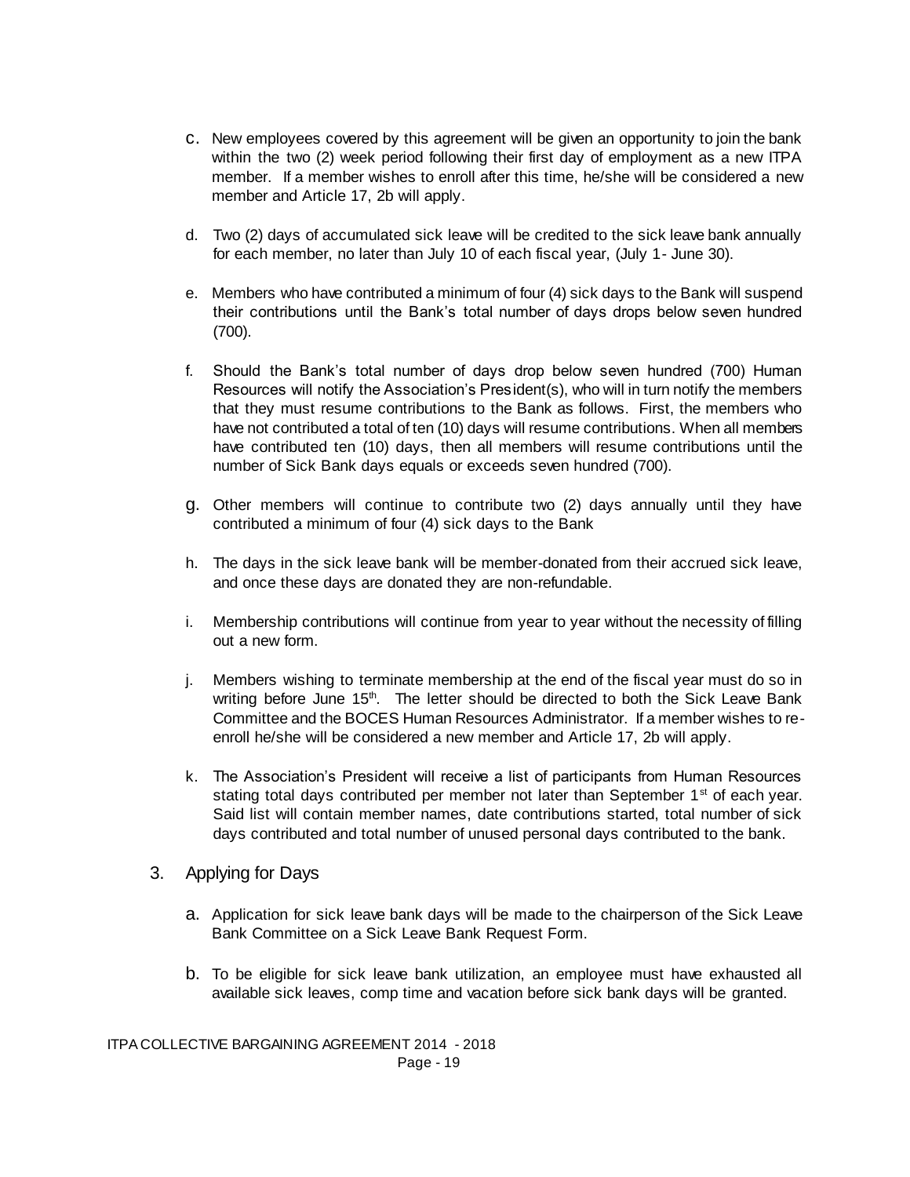c. New employees covered by this agreement will be given an opportunity to join the bank within the two (2) week period following their first day of employment as a new ITPA member. If a member wishes to enroll after this time, he/she will be considered a new member and Article 17, 2b will apply.

d. Two (2) days of accumulated sick leave will be credited to the sick leave bank annually for each member, no later than July 10 of each fiscal year, (July 1- June 30).

e. Members who have contributed a minimum of four (4) sick days to the Bank will suspend their contributions until the Bank's total number of days drops below seven hundred (700).

f. Should the Bank's total number of days drop below seven hundred (700) Human Resources will notify the Association's President(s), who will in turn notify the members that they must resume contributions to the Bank as follows. First, the members who have not contributed a total of ten (10) days will resume contributions. When all members have contributed ten (10) days, then all members will resume contributions until the number of Sick Bank days equals or exceeds seven hundred (700).

g. Other members will continue to contribute two (2) days annually until they have contributed a minimum of four (4) sick days to the Bank

h. The days in the sick leave bank will be member-donated from their accrued sick leave, and once these days are donated they are non-refundable.

i. Membership contributions will continue from year to year without the necessity of filling out a new form.

j. Members wishing to terminate membership at the end of the fiscal year must do so in writing before June 15th. The letter should be directed to both the Sick Leave Bank Committee and the BOCES Human Resources Administrator. If a member wishes to re-enroll he/she will be considered a new member and Article 17, 2b will apply.

k. The Association's President will receive a list of participants from Human Resources stating total days contributed per member not later than September 1st of each year. Said list will contain member names, date contributions started, total number of sick days contributed and total number of unused personal days contributed to the bank.

3. Applying for Days

a. Application for sick leave bank days will be made to the chairperson of the Sick Leave Bank Committee on a Sick Leave Bank Request Form.

b. To be eligible for sick leave bank utilization, an employee must have exhausted all available sick leaves, comp time and vacation before sick bank days will be granted.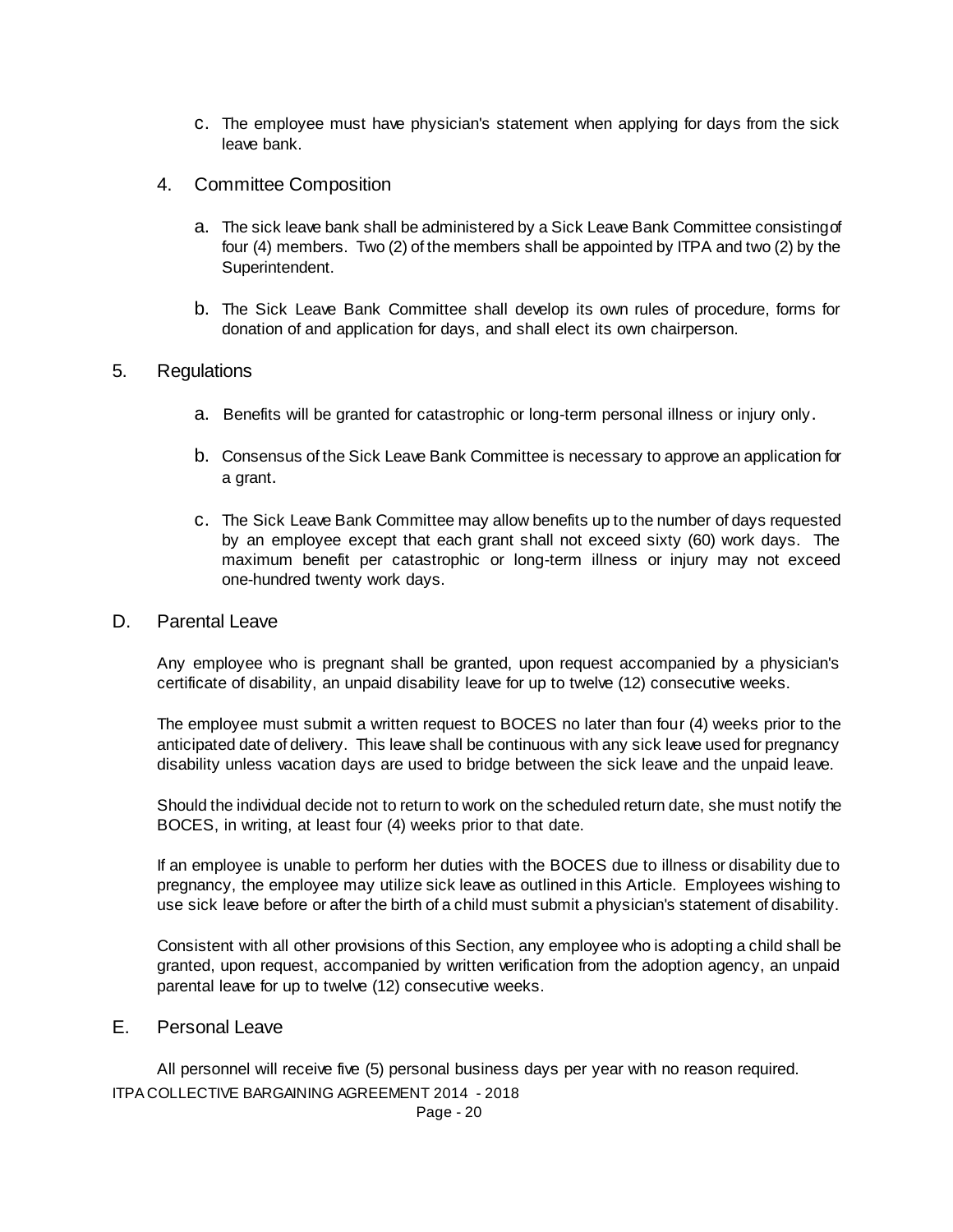c. The employee must have physician's statement when applying for days from the sick leave bank.

4. Committee Composition

   a. The sick leave bank shall be administered by a Sick Leave Bank Committee consisting of four (4) members. Two (2) of the members shall be appointed by ITPA and two (2) by the Superintendent.

   b. The Sick Leave Bank Committee shall develop its own rules of procedure, forms for donation of and application for days, and shall elect its own chairperson.

5. Regulations

   a. Benefits will be granted for catastrophic or long-term personal illness or injury only.

   b. Consensus of the Sick Leave Bank Committee is necessary to approve an application for a grant.

   c. The Sick Leave Bank Committee may allow benefits up to the number of days requested by an employee except that each grant shall not exceed sixty (60) work days. The maximum benefit per catastrophic or long-term illness or injury may not exceed one-hundred twenty work days.

## D. Parental Leave

Any employee who is pregnant shall be granted, upon request accompanied by a physician's certificate of disability, an unpaid disability leave for up to twelve (12) consecutive weeks.

The employee must submit a written request to BOCES no later than four (4) weeks prior to the anticipated date of delivery. This leave shall be continuous with any sick leave used for pregnancy disability unless vacation days are used to bridge between the sick leave and the unpaid leave.

Should the individual decide not to return to work on the scheduled return date, she must notify the BOCES, in writing, at least four (4) weeks prior to that date.

If an employee is unable to perform her duties with the BOCES due to illness or disability due to pregnancy, the employee may utilize sick leave as outlined in this Article. Employees wishing to use sick leave before or after the birth of a child must submit a physician's statement of disability.

Consistent with all other provisions of this Section, any employee who is adopting a child shall be granted, upon request, accompanied by written verification from the adoption agency, an unpaid parental leave for up to twelve (12) consecutive weeks.

## E. Personal Leave

All personnel will receive five (5) personal business days per year with no reason required.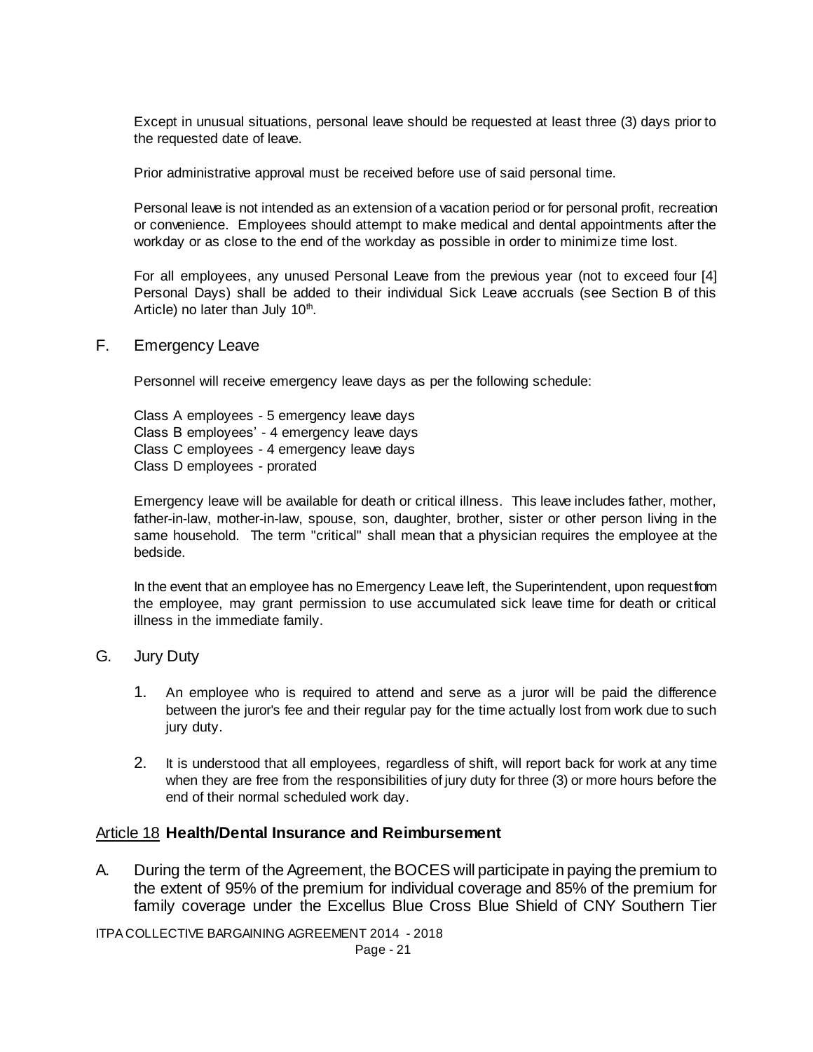Except in unusual situations, personal leave should be requested at least three (3) days prior to the requested date of leave.

Prior administrative approval must be received before use of said personal time.

Personal leave is not intended as an extension of a vacation period or for personal profit, recreation or convenience. Employees should attempt to make medical and dental appointments after the workday or as close to the end of the workday as possible in order to minimize time lost.

For all employees, any unused Personal Leave from the previous year (not to exceed four [4] Personal Days) shall be added to their individual Sick Leave accruals (see Section B of this Article) no later than July 10th.

F. Emergency Leave

Personnel will receive emergency leave days as per the following schedule:

Class A employees - 5 emergency leave days
Class B employees' - 4 emergency leave days
Class C employees - 4 emergency leave days
Class D employees - prorated

Emergency leave will be available for death or critical illness. This leave includes father, mother, father-in-law, mother-in-law, spouse, son, daughter, brother, sister or other person living in the same household. The term "critical" shall mean that a physician requires the employee at the bedside.

In the event that an employee has no Emergency Leave left, the Superintendent, upon request from the employee, may grant permission to use accumulated sick leave time for death or critical illness in the immediate family.

G. Jury Duty

1. An employee who is required to attend and serve as a juror will be paid the difference between the juror's fee and their regular pay for the time actually lost from work due to such jury duty.

2. It is understood that all employees, regardless of shift, will report back for work at any time when they are free from the responsibilities of jury duty for three (3) or more hours before the end of their normal scheduled work day.

## Article 18 **Health/Dental Insurance and Reimbursement**

A. During the term of the Agreement, the BOCES will participate in paying the premium to the extent of 95% of the premium for individual coverage and 85% of the premium for family coverage under the Excellus Blue Cross Blue Shield of CNY Southern Tier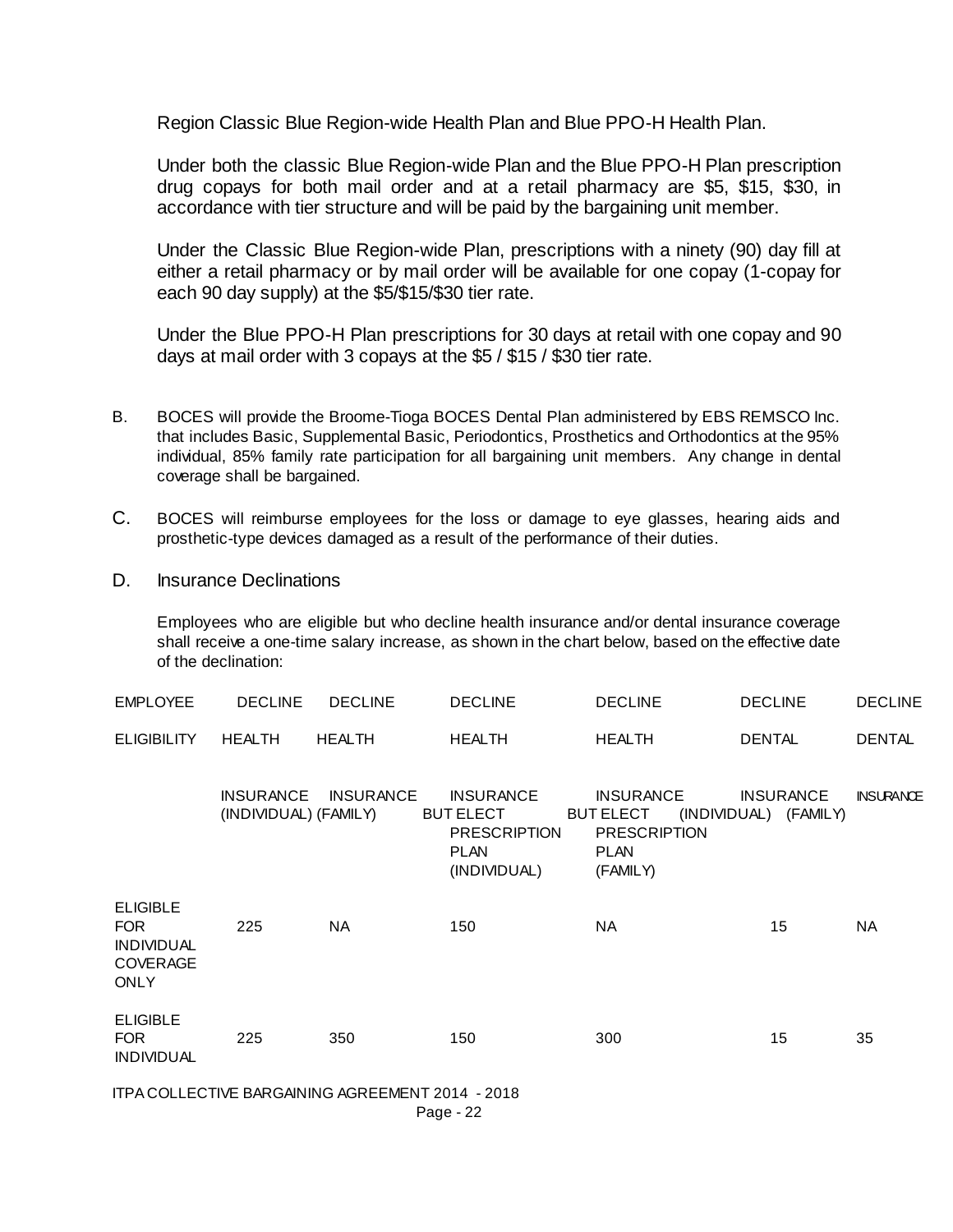Region Classic Blue Region-wide Health Plan and Blue PPO-H Health Plan.

Under both the classic Blue Region-wide Plan and the Blue PPO-H Plan prescription drug copays for both mail order and at a retail pharmacy are $5, $15, $30, in accordance with tier structure and will be paid by the bargaining unit member.

Under the Classic Blue Region-wide Plan, prescriptions with a ninety (90) day fill at either a retail pharmacy or by mail order will be available for one copay (1-copay for each 90 day supply) at the $5/$15/$30 tier rate.

Under the Blue PPO-H Plan prescriptions for 30 days at retail with one copay and 90 days at mail order with 3 copays at the $5 / $15 / $30 tier rate.

B. BOCES will provide the Broome-Tioga BOCES Dental Plan administered by EBS REMSCO Inc. that includes Basic, Supplemental Basic, Periodontics, Prosthetics and Orthodontics at the 95% individual, 85% family rate participation for all bargaining unit members. Any change in dental coverage shall be bargained.

C. BOCES will reimburse employees for the loss or damage to eye glasses, hearing aids and prosthetic-type devices damaged as a result of the performance of their duties.

D. Insurance Declinations

Employees who are eligible but who decline health insurance and/or dental insurance coverage shall receive a one-time salary increase, as shown in the chart below, based on the effective date of the declination:

| EMPLOYEE ELIGIBILITY | DECLINE HEALTH INSURANCE (INDIVIDUAL) | DECLINE HEALTH INSURANCE (FAMILY) | DECLINE HEALTH INSURANCE BUT ELECT PRESCRIPTION PLAN (INDIVIDUAL) | DECLINE HEALTH INSURANCE BUT ELECT PRESCRIPTION PLAN (FAMILY) | DECLINE DENTAL INSURANCE (INDIVIDUAL) | DECLINE DENTAL INSURANCE (FAMILY) |
|---|---|---|---|---|---|---|
| ELIGIBLE FOR INDIVIDUAL COVERAGE ONLY | 225 | NA | 150 | NA | 15 | NA |
| ELIGIBLE FOR INDIVIDUAL | 225 | 350 | 150 | 300 | 15 | 35 |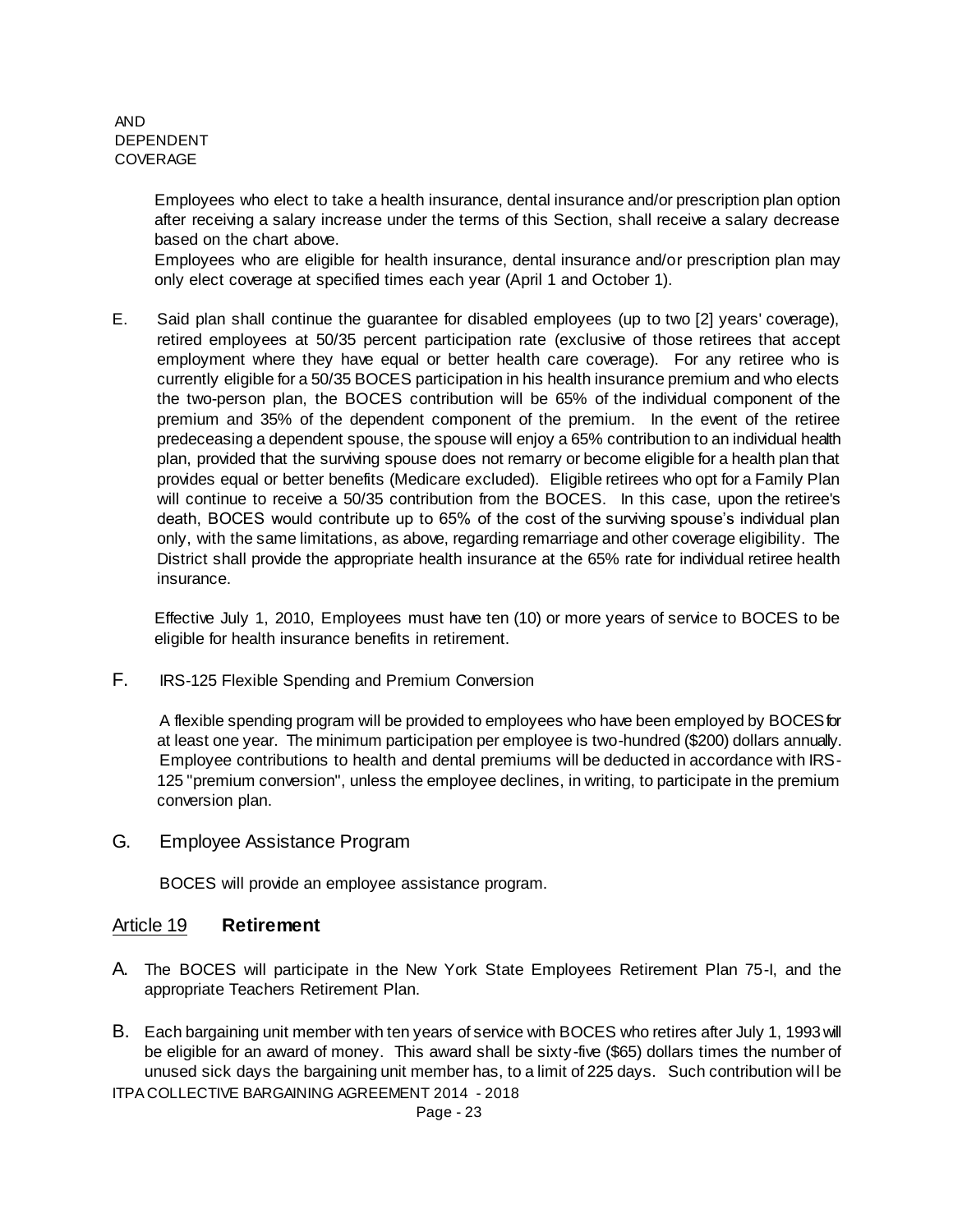AND
DEPENDENT
COVERAGE

Employees who elect to take a health insurance, dental insurance and/or prescription plan option after receiving a salary increase under the terms of this Section, shall receive a salary decrease based on the chart above.

Employees who are eligible for health insurance, dental insurance and/or prescription plan may only elect coverage at specified times each year (April 1 and October 1).

E. Said plan shall continue the guarantee for disabled employees (up to two [2] years' coverage), retired employees at 50/35 percent participation rate (exclusive of those retirees that accept employment where they have equal or better health care coverage). For any retiree who is currently eligible for a 50/35 BOCES participation in his health insurance premium and who elects the two-person plan, the BOCES contribution will be 65% of the individual component of the premium and 35% of the dependent component of the premium. In the event of the retiree predeceasing a dependent spouse, the spouse will enjoy a 65% contribution to an individual health plan, provided that the surviving spouse does not remarry or become eligible for a health plan that provides equal or better benefits (Medicare excluded). Eligible retirees who opt for a Family Plan will continue to receive a 50/35 contribution from the BOCES. In this case, upon the retiree's death, BOCES would contribute up to 65% of the cost of the surviving spouse's individual plan only, with the same limitations, as above, regarding remarriage and other coverage eligibility. The District shall provide the appropriate health insurance at the 65% rate for individual retiree health insurance.

Effective July 1, 2010, Employees must have ten (10) or more years of service to BOCES to be eligible for health insurance benefits in retirement.

F. IRS-125 Flexible Spending and Premium Conversion

A flexible spending program will be provided to employees who have been employed by BOCES for at least one year. The minimum participation per employee is two-hundred ($200) dollars annually. Employee contributions to health and dental premiums will be deducted in accordance with IRS-125 "premium conversion", unless the employee declines, in writing, to participate in the premium conversion plan.

G. Employee Assistance Program

BOCES will provide an employee assistance program.

## Article 19 **Retirement**

A. The BOCES will participate in the New York State Employees Retirement Plan 75-I, and the appropriate Teachers Retirement Plan.

B. Each bargaining unit member with ten years of service with BOCES who retires after July 1, 1993 will be eligible for an award of money. This award shall be sixty-five ($65) dollars times the number of unused sick days the bargaining unit member has, to a limit of 225 days. Such contribution will be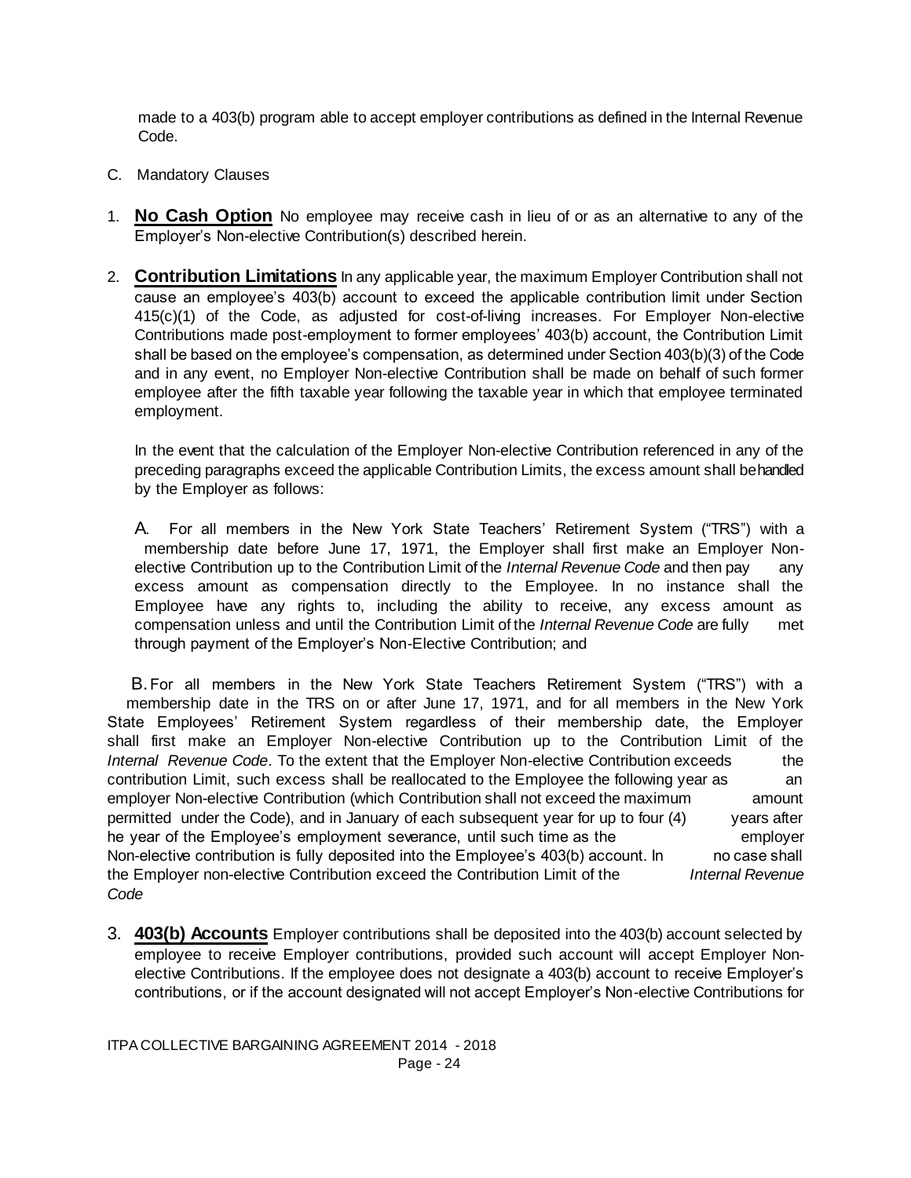made to a 403(b) program able to accept employer contributions as defined in the Internal Revenue Code.

C. Mandatory Clauses

1. **No Cash Option** No employee may receive cash in lieu of or as an alternative to any of the Employer's Non-elective Contribution(s) described herein.

2. **Contribution Limitations** In any applicable year, the maximum Employer Contribution shall not cause an employee's 403(b) account to exceed the applicable contribution limit under Section 415(c)(1) of the Code, as adjusted for cost-of-living increases. For Employer Non-elective Contributions made post-employment to former employees' 403(b) account, the Contribution Limit shall be based on the employee's compensation, as determined under Section 403(b)(3) of the Code and in any event, no Employer Non-elective Contribution shall be made on behalf of such former employee after the fifth taxable year following the taxable year in which that employee terminated employment.

   In the event that the calculation of the Employer Non-elective Contribution referenced in any of the preceding paragraphs exceed the applicable Contribution Limits, the excess amount shall be handled by the Employer as follows:

   A. For all members in the New York State Teachers' Retirement System ("TRS") with a membership date before June 17, 1971, the Employer shall first make an Employer Non-elective Contribution up to the Contribution Limit of the *Internal Revenue Code* and then pay any excess amount as compensation directly to the Employee. In no instance shall the Employee have any rights to, including the ability to receive, any excess amount as compensation unless and until the Contribution Limit of the *Internal Revenue Code* are fully met through payment of the Employer's Non-Elective Contribution; and

   B. For all members in the New York State Teachers Retirement System ("TRS") with a membership date in the TRS on or after June 17, 1971, and for all members in the New York State Employees' Retirement System regardless of their membership date, the Employer shall first make an Employer Non-elective Contribution up to the Contribution Limit of the *Internal Revenue Code*. To the extent that the Employer Non-elective Contribution exceeds the contribution Limit, such excess shall be reallocated to the Employee the following year as an employer Non-elective Contribution (which Contribution shall not exceed the maximum amount permitted under the Code), and in January of each subsequent year for up to four (4) years after he year of the Employee's employment severance, until such time as the employer Non-elective contribution is fully deposited into the Employee's 403(b) account. In no case shall the Employer non-elective Contribution exceed the Contribution Limit of the *Internal Revenue Code*

3. **403(b) Accounts** Employer contributions shall be deposited into the 403(b) account selected by employee to receive Employer contributions, provided such account will accept Employer Non-elective Contributions. If the employee does not designate a 403(b) account to receive Employer's contributions, or if the account designated will not accept Employer's Non-elective Contributions for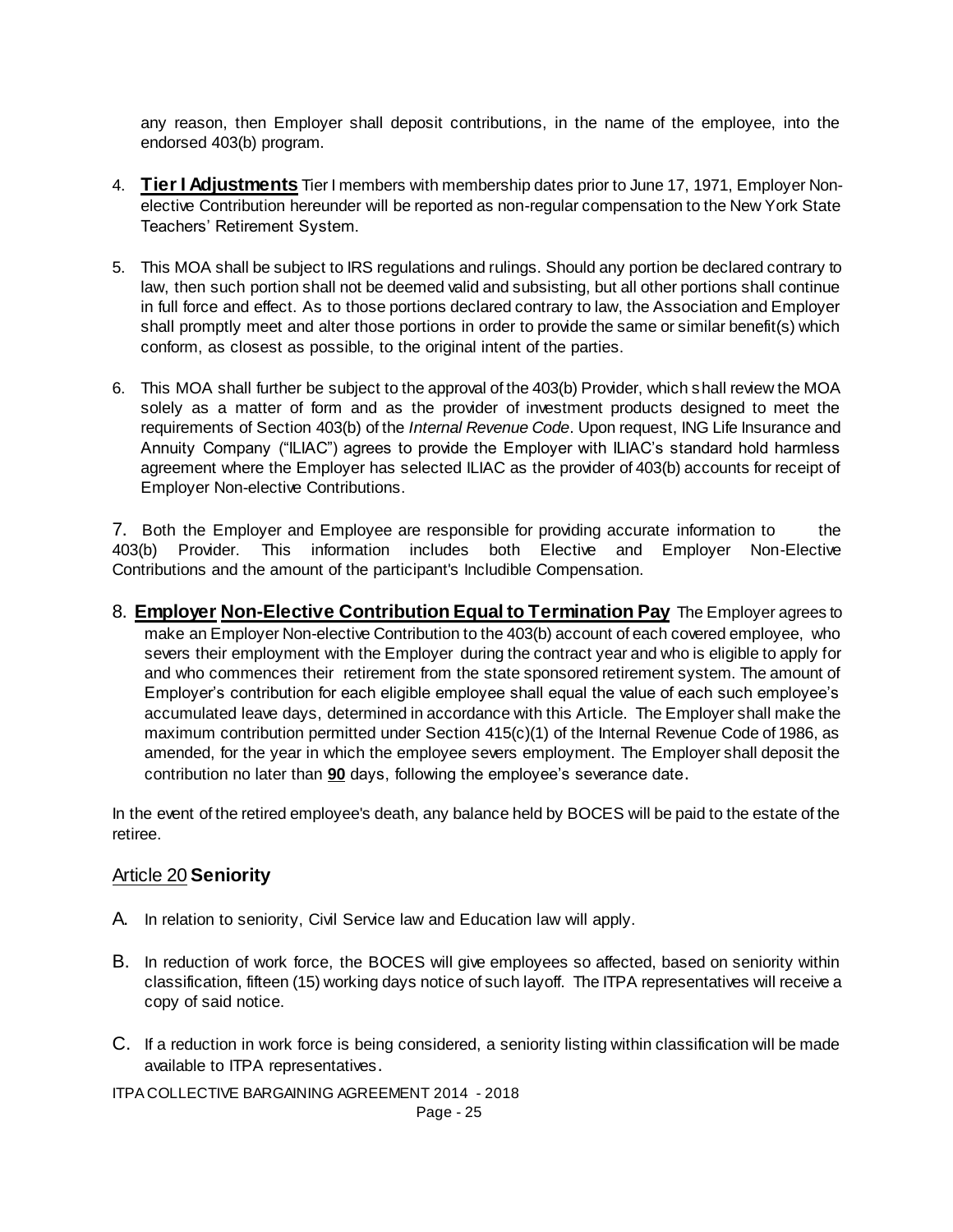any reason, then Employer shall deposit contributions, in the name of the employee, into the endorsed 403(b) program.

4. **Tier I Adjustments** Tier I members with membership dates prior to June 17, 1971, Employer Non-elective Contribution hereunder will be reported as non-regular compensation to the New York State Teachers' Retirement System.

5. This MOA shall be subject to IRS regulations and rulings. Should any portion be declared contrary to law, then such portion shall not be deemed valid and subsisting, but all other portions shall continue in full force and effect. As to those portions declared contrary to law, the Association and Employer shall promptly meet and alter those portions in order to provide the same or similar benefit(s) which conform, as closest as possible, to the original intent of the parties.

6. This MOA shall further be subject to the approval of the 403(b) Provider, which shall review the MOA solely as a matter of form and as the provider of investment products designed to meet the requirements of Section 403(b) of the *Internal Revenue Code*. Upon request, ING Life Insurance and Annuity Company ("ILIAC") agrees to provide the Employer with ILIAC's standard hold harmless agreement where the Employer has selected ILIAC as the provider of 403(b) accounts for receipt of Employer Non-elective Contributions.

7. Both the Employer and Employee are responsible for providing accurate information to the 403(b) Provider. This information includes both Elective and Employer Non-Elective Contributions and the amount of the participant's Includible Compensation.

8. **Employer Non-Elective Contribution Equal to Termination Pay** The Employer agrees to make an Employer Non-elective Contribution to the 403(b) account of each covered employee, who severs their employment with the Employer during the contract year and who is eligible to apply for and who commences their retirement from the state sponsored retirement system. The amount of Employer's contribution for each eligible employee shall equal the value of each such employee's accumulated leave days, determined in accordance with this Article. The Employer shall make the maximum contribution permitted under Section 415(c)(1) of the Internal Revenue Code of 1986, as amended, for the year in which the employee severs employment. The Employer shall deposit the contribution no later than **90** days, following the employee's severance date.

In the event of the retired employee's death, any balance held by BOCES will be paid to the estate of the retiree.

## Article 20 **Seniority**

A. In relation to seniority, Civil Service law and Education law will apply.

B. In reduction of work force, the BOCES will give employees so affected, based on seniority within classification, fifteen (15) working days notice of such layoff. The ITPA representatives will receive a copy of said notice.

C. If a reduction in work force is being considered, a seniority listing within classification will be made available to ITPA representatives.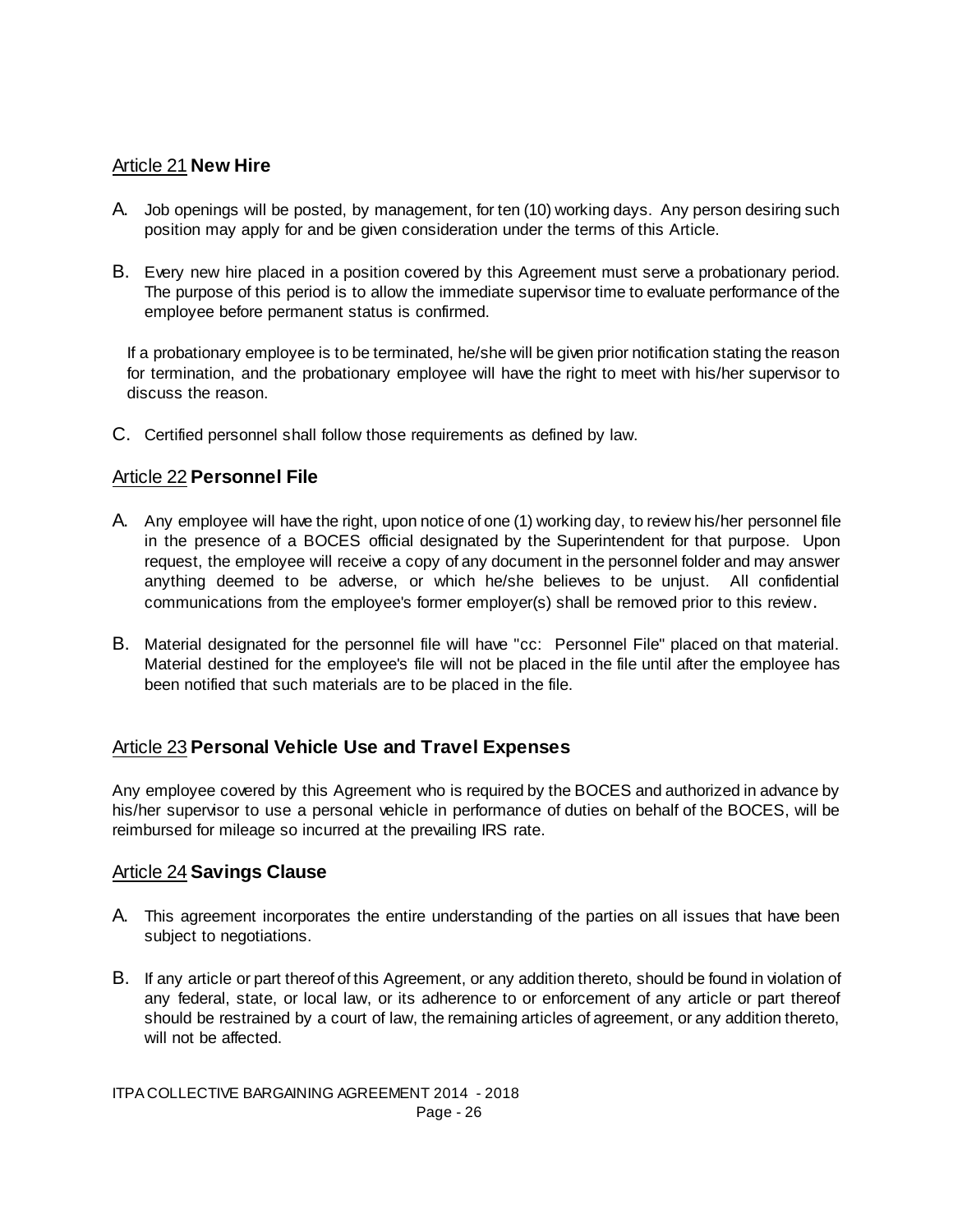## Article 21 **New Hire**

A. Job openings will be posted, by management, for ten (10) working days. Any person desiring such position may apply for and be given consideration under the terms of this Article.

B. Every new hire placed in a position covered by this Agreement must serve a probationary period. The purpose of this period is to allow the immediate supervisor time to evaluate performance of the employee before permanent status is confirmed.

   If a probationary employee is to be terminated, he/she will be given prior notification stating the reason for termination, and the probationary employee will have the right to meet with his/her supervisor to discuss the reason.

C. Certified personnel shall follow those requirements as defined by law.

## Article 22 **Personnel File**

A. Any employee will have the right, upon notice of one (1) working day, to review his/her personnel file in the presence of a BOCES official designated by the Superintendent for that purpose. Upon request, the employee will receive a copy of any document in the personnel folder and may answer anything deemed to be adverse, or which he/she believes to be unjust. All confidential communications from the employee's former employer(s) shall be removed prior to this review.

B. Material designated for the personnel file will have "cc: Personnel File" placed on that material. Material destined for the employee's file will not be placed in the file until after the employee has been notified that such materials are to be placed in the file.

## Article 23 **Personal Vehicle Use and Travel Expenses**

Any employee covered by this Agreement who is required by the BOCES and authorized in advance by his/her supervisor to use a personal vehicle in performance of duties on behalf of the BOCES, will be reimbursed for mileage so incurred at the prevailing IRS rate.

## Article 24 **Savings Clause**

A. This agreement incorporates the entire understanding of the parties on all issues that have been subject to negotiations.

B. If any article or part thereof of this Agreement, or any addition thereto, should be found in violation of any federal, state, or local law, or its adherence to or enforcement of any article or part thereof should be restrained by a court of law, the remaining articles of agreement, or any addition thereto, will not be affected.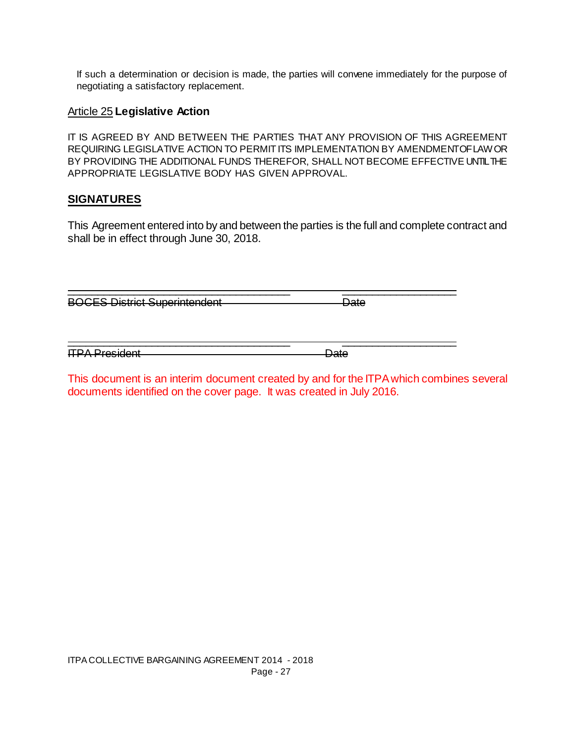If such a determination or decision is made, the parties will convene immediately for the purpose of negotiating a satisfactory replacement.

## Article 25 **Legislative Action**

IT IS AGREED BY AND BETWEEN THE PARTIES THAT ANY PROVISION OF THIS AGREEMENT REQUIRING LEGISLATIVE ACTION TO PERMIT ITS IMPLEMENTATION BY AMENDMENT OF LAW OR BY PROVIDING THE ADDITIONAL FUNDS THEREFOR, SHALL NOT BECOME EFFECTIVE UNTIL THE APPROPRIATE LEGISLATIVE BODY HAS GIVEN APPROVAL.

## **SIGNATURES**

This Agreement entered into by and between the parties is the full and complete contract and shall be in effect through June 30, 2018.

\_\_\_\_\_\_\_\_\_\_\_\_\_\_\_\_\_\_\_\_\_\_\_\_\_\_\_\_\_\_\_\_\_\_\_\_\_\_\_\_ \_\_\_\_\_\_\_\_\_\_\_\_\_\_\_\_\_\_\_\_

~~BOCES District Superintendent~~ ~~Date~~

\_\_\_\_\_\_\_\_\_\_\_\_\_\_\_\_\_\_\_\_\_\_\_\_\_\_\_\_\_\_\_\_\_\_\_\_\_\_\_\_ \_\_\_\_\_\_\_\_\_\_\_\_\_\_\_\_\_\_\_\_

~~ITPA President~~ ~~Date~~

This document is an interim document created by and for the ITPA which combines several documents identified on the cover page. It was created in July 2016.